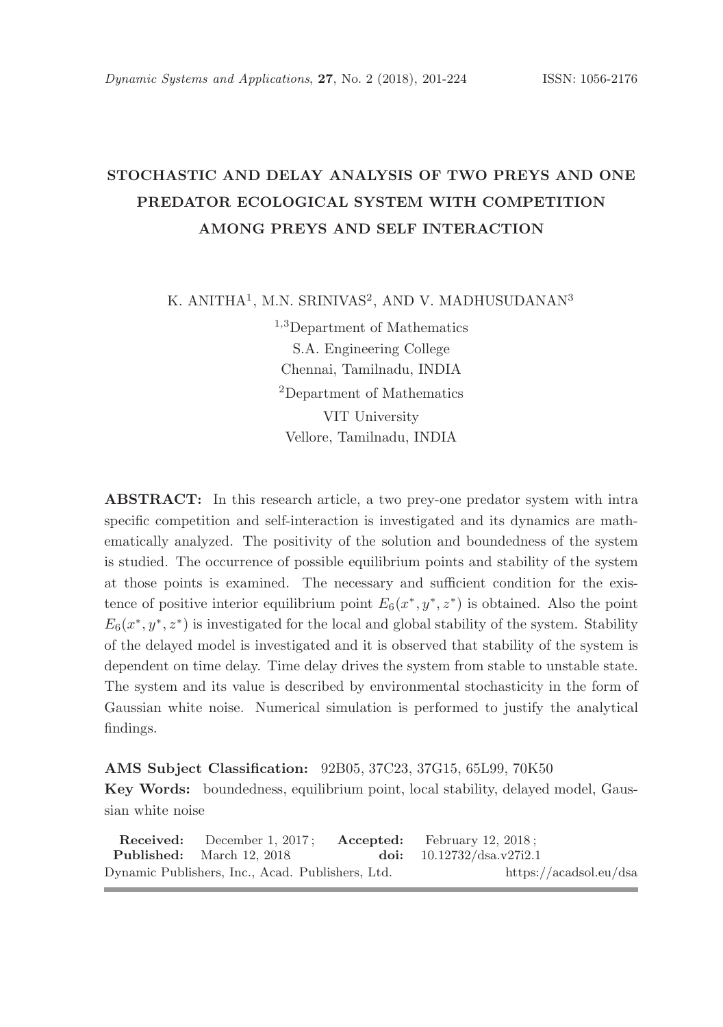# STOCHASTIC AND DELAY ANALYSIS OF TWO PREYS AND ONE PREDATOR ECOLOGICAL SYSTEM WITH COMPETITION AMONG PREYS AND SELF INTERACTION

K. ANITHA[1], M.N. SRINIVAS[2], AND V. MADHUSUDANAN[3]

[1,3]Department of Mathematics
S.A. Engineering College
Chennai, Tamilnadu, INDIA

[2]Department of Mathematics
VIT University
Vellore, Tamilnadu, INDIA

**ABSTRACT:** In this research article, a two prey-one predator system with intra specific competition and self-interaction is investigated and its dynamics are mathematically analyzed. The positivity of the solution and boundedness of the system is studied. The occurrence of possible equilibrium points and stability of the system at those points is examined. The necessary and sufficient condition for the existence of positive interior equilibrium point $E_6(x^*, y^*, z^*)$ is obtained. Also the point $E_6(x^*, y^*, z^*)$ is investigated for the local and global stability of the system. Stability of the delayed model is investigated and it is observed that stability of the system is dependent on time delay. Time delay drives the system from stable to unstable state. The system and its value is described by environmental stochasticity in the form of Gaussian white noise. Numerical simulation is performed to justify the analytical findings.

**AMS Subject Classification:** 92B05, 37C23, 37G15, 65L99, 70K50

**Key Words:** boundedness, equilibrium point, local stability, delayed model, Gaussian white noise

**Received:** December 1, 2017; **Accepted:** February 12, 2018;
**Published:** March 12, 2018 **doi:** 10.12732/dsa.v27i2.1
Dynamic Publishers, Inc., Acad. Publishers, Ltd. https://acadsol.eu/dsa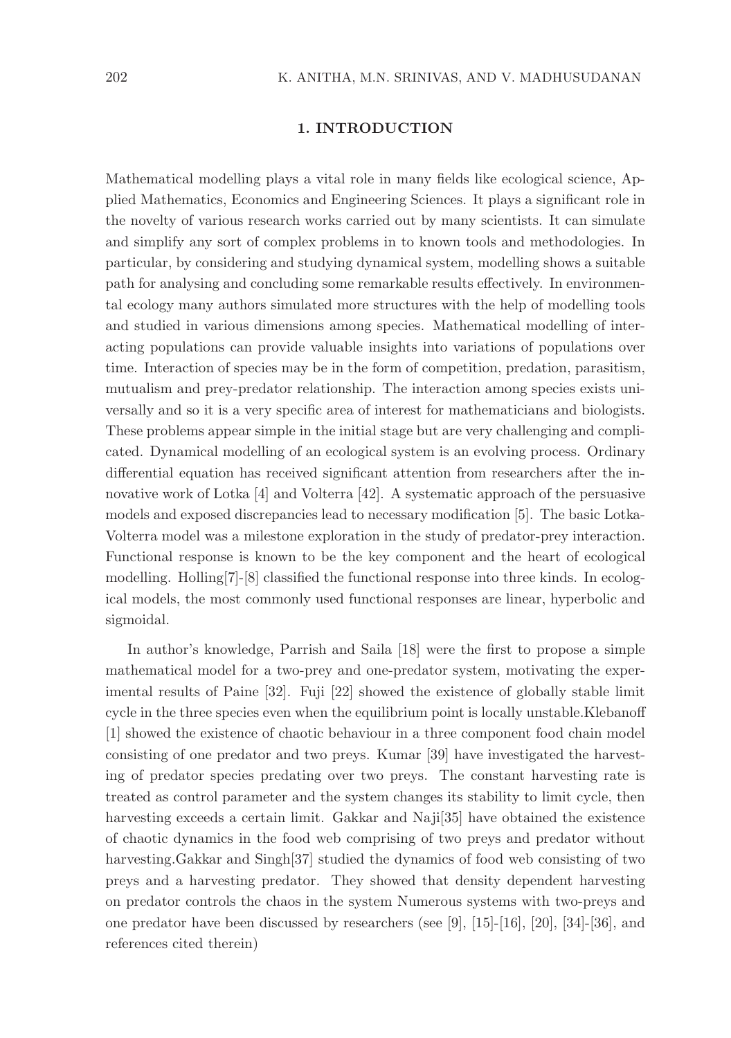## 1. INTRODUCTION

Mathematical modelling plays a vital role in many fields like ecological science, Applied Mathematics, Economics and Engineering Sciences. It plays a significant role in the novelty of various research works carried out by many scientists. It can simulate and simplify any sort of complex problems in to known tools and methodologies. In particular, by considering and studying dynamical system, modelling shows a suitable path for analysing and concluding some remarkable results effectively. In environmental ecology many authors simulated more structures with the help of modelling tools and studied in various dimensions among species. Mathematical modelling of interacting populations can provide valuable insights into variations of populations over time. Interaction of species may be in the form of competition, predation, parasitism, mutualism and prey-predator relationship. The interaction among species exists universally and so it is a very specific area of interest for mathematicians and biologists. These problems appear simple in the initial stage but are very challenging and complicated. Dynamical modelling of an ecological system is an evolving process. Ordinary differential equation has received significant attention from researchers after the innovative work of Lotka [4] and Volterra [42]. A systematic approach of the persuasive models and exposed discrepancies lead to necessary modification [5]. The basic Lotka-Volterra model was a milestone exploration in the study of predator-prey interaction. Functional response is known to be the key component and the heart of ecological modelling. Holling[7]-[8] classified the functional response into three kinds. In ecological models, the most commonly used functional responses are linear, hyperbolic and sigmoidal.

In author's knowledge, Parrish and Saila [18] were the first to propose a simple mathematical model for a two-prey and one-predator system, motivating the experimental results of Paine [32]. Fuji [22] showed the existence of globally stable limit cycle in the three species even when the equilibrium point is locally unstable.Klebanoff [1] showed the existence of chaotic behaviour in a three component food chain model consisting of one predator and two preys. Kumar [39] have investigated the harvesting of predator species predating over two preys. The constant harvesting rate is treated as control parameter and the system changes its stability to limit cycle, then harvesting exceeds a certain limit. Gakkar and Naji[35] have obtained the existence of chaotic dynamics in the food web comprising of two preys and predator without harvesting.Gakkar and Singh[37] studied the dynamics of food web consisting of two preys and a harvesting predator. They showed that density dependent harvesting on predator controls the chaos in the system Numerous systems with two-preys and one predator have been discussed by researchers (see [9], [15]-[16], [20], [34]-[36], and references cited therein)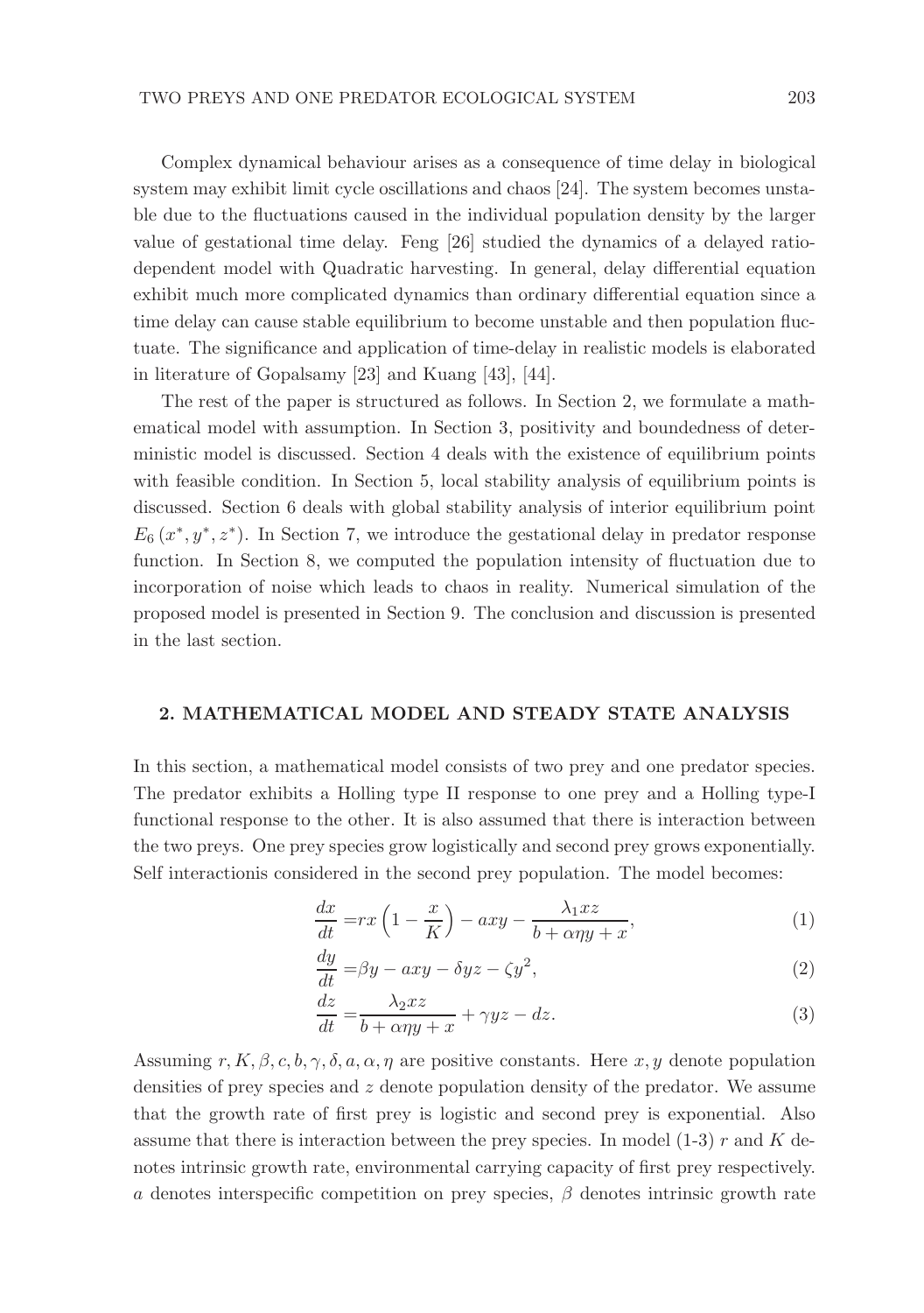Complex dynamical behaviour arises as a consequence of time delay in biological system may exhibit limit cycle oscillations and chaos [24]. The system becomes unstable due to the fluctuations caused in the individual population density by the larger value of gestational time delay. Feng [26] studied the dynamics of a delayed ratio-dependent model with Quadratic harvesting. In general, delay differential equation exhibit much more complicated dynamics than ordinary differential equation since a time delay can cause stable equilibrium to become unstable and then population fluctuate. The significance and application of time-delay in realistic models is elaborated in literature of Gopalsamy [23] and Kuang [43], [44].

The rest of the paper is structured as follows. In Section 2, we formulate a mathematical model with assumption. In Section 3, positivity and boundedness of deterministic model is discussed. Section 4 deals with the existence of equilibrium points with feasible condition. In Section 5, local stability analysis of equilibrium points is discussed. Section 6 deals with global stability analysis of interior equilibrium point $E_6\,(x^*, y^*, z^*)$. In Section 7, we introduce the gestational delay in predator response function. In Section 8, we computed the population intensity of fluctuation due to incorporation of noise which leads to chaos in reality. Numerical simulation of the proposed model is presented in Section 9. The conclusion and discussion is presented in the last section.

## 2. MATHEMATICAL MODEL AND STEADY STATE ANALYSIS

In this section, a mathematical model consists of two prey and one predator species. The predator exhibits a Holling type II response to one prey and a Holling type-I functional response to the other. It is also assumed that there is interaction between the two preys. One prey species grow logistically and second prey grows exponentially. Self interactionis considered in the second prey population. The model becomes:

$$\frac{dx}{dt} = rx\left(1 - \frac{x}{K}\right) - axy - \frac{\lambda_1 xz}{b + \alpha\eta y + x}, \tag{1}$$

$$\frac{dy}{dt} = \beta y - axy - \delta yz - \zeta y^2, \tag{2}$$

$$\frac{dz}{dt} = \frac{\lambda_2 xz}{b + \alpha\eta y + x} + \gamma yz - dz. \tag{3}$$

Assuming $r, K, \beta, c, b, \gamma, \delta, a, \alpha, \eta$ are positive constants. Here $x, y$ denote population densities of prey species and $z$ denote population density of the predator. We assume that the growth rate of first prey is logistic and second prey is exponential. Also assume that there is interaction between the prey species. In model (1-3) $r$ and $K$ denotes intrinsic growth rate, environmental carrying capacity of first prey respectively. $a$ denotes interspecific competition on prey species, $\beta$ denotes intrinsic growth rate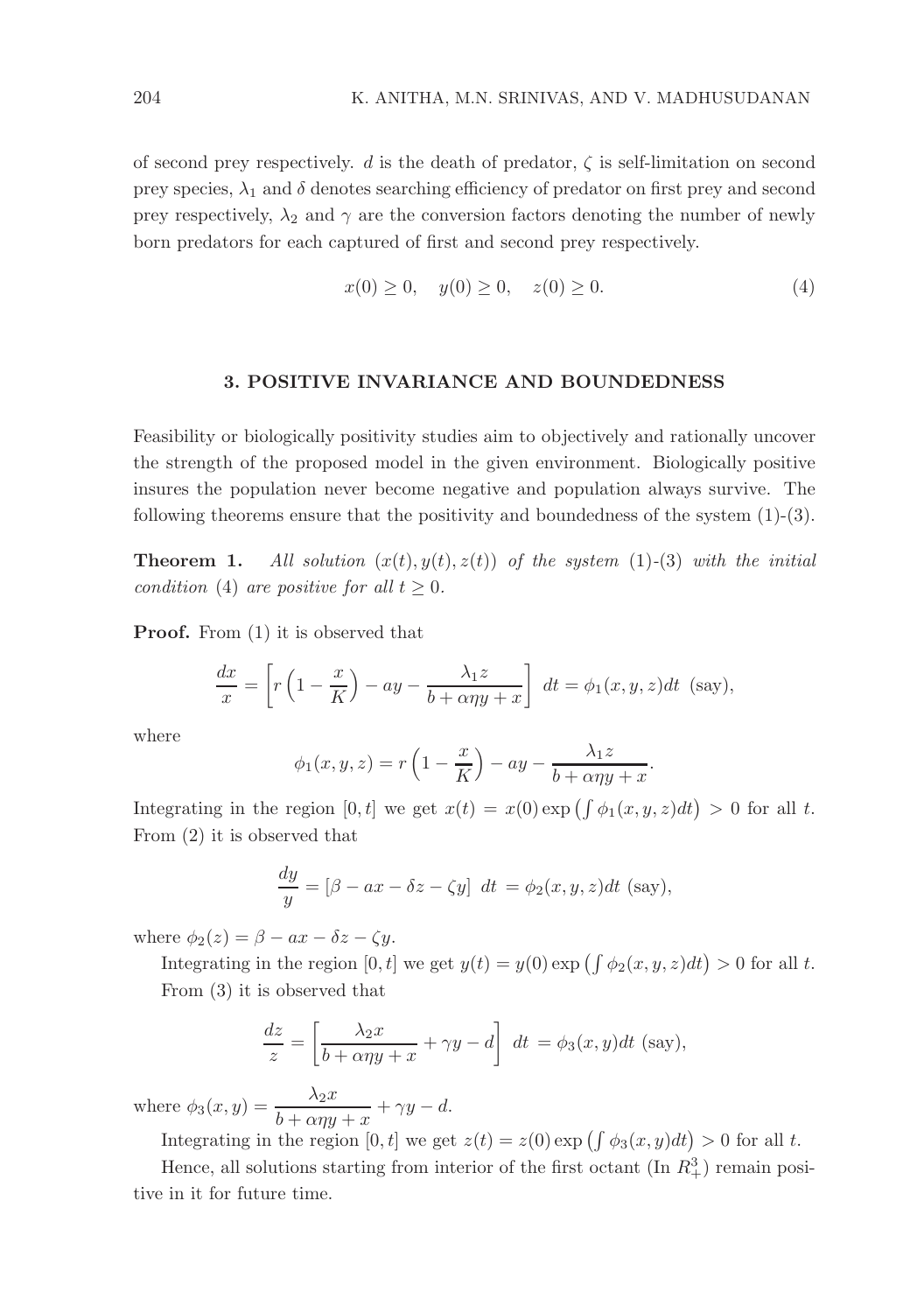of second prey respectively. $d$ is the death of predator, $\zeta$ is self-limitation on second prey species, $\lambda_1$ and $\delta$ denotes searching efficiency of predator on first prey and second prey respectively, $\lambda_2$ and $\gamma$ are the conversion factors denoting the number of newly born predators for each captured of first and second prey respectively.

$$x(0) \geq 0, \quad y(0) \geq 0, \quad z(0) \geq 0. \tag{4}$$

## 3. POSITIVE INVARIANCE AND BOUNDEDNESS

Feasibility or biologically positivity studies aim to objectively and rationally uncover the strength of the proposed model in the given environment. Biologically positive insures the population never become negative and population always survive. The following theorems ensure that the positivity and boundedness of the system (1)-(3).

**Theorem 1.** *All solution $(x(t), y(t), z(t))$ of the system (1)-(3) with the initial condition (4) are positive for all $t \geq 0$.*

**Proof.** From (1) it is observed that

$$\frac{dx}{x} = \left[ r\left(1 - \frac{x}{K}\right) - ay - \frac{\lambda_1 z}{b + \alpha\eta y + x} \right] \; dt = \phi_1(x, y, z)dt \text{ (say)},$$

where

$$\phi_1(x, y, z) = r\left(1 - \frac{x}{K}\right) - ay - \frac{\lambda_1 z}{b + \alpha\eta y + x}.$$

Integrating in the region $[0, t]$ we get $x(t) = x(0) \exp\left(\int \phi_1(x, y, z)dt\right) > 0$ for all $t$. From (2) it is observed that

$$\frac{dy}{y} = [\beta - ax - \delta z - \zeta y] \; dt = \phi_2(x, y, z)dt \text{ (say)},$$

where $\phi_2(z) = \beta - ax - \delta z - \zeta y$.

Integrating in the region $[0, t]$ we get $y(t) = y(0) \exp\left(\int \phi_2(x, y, z)dt\right) > 0$ for all $t$.

From (3) it is observed that

$$\frac{dz}{z} = \left[ \frac{\lambda_2 x}{b + \alpha\eta y + x} + \gamma y - d \right] \; dt = \phi_3(x, y)dt \text{ (say)},$$

where $\phi_3(x, y) = \dfrac{\lambda_2 x}{b + \alpha\eta y + x} + \gamma y - d$.

Integrating in the region $[0, t]$ we get $z(t) = z(0) \exp\left(\int \phi_3(x, y)dt\right) > 0$ for all $t$.

Hence, all solutions starting from interior of the first octant (In $R_+^3$) remain positive in it for future time.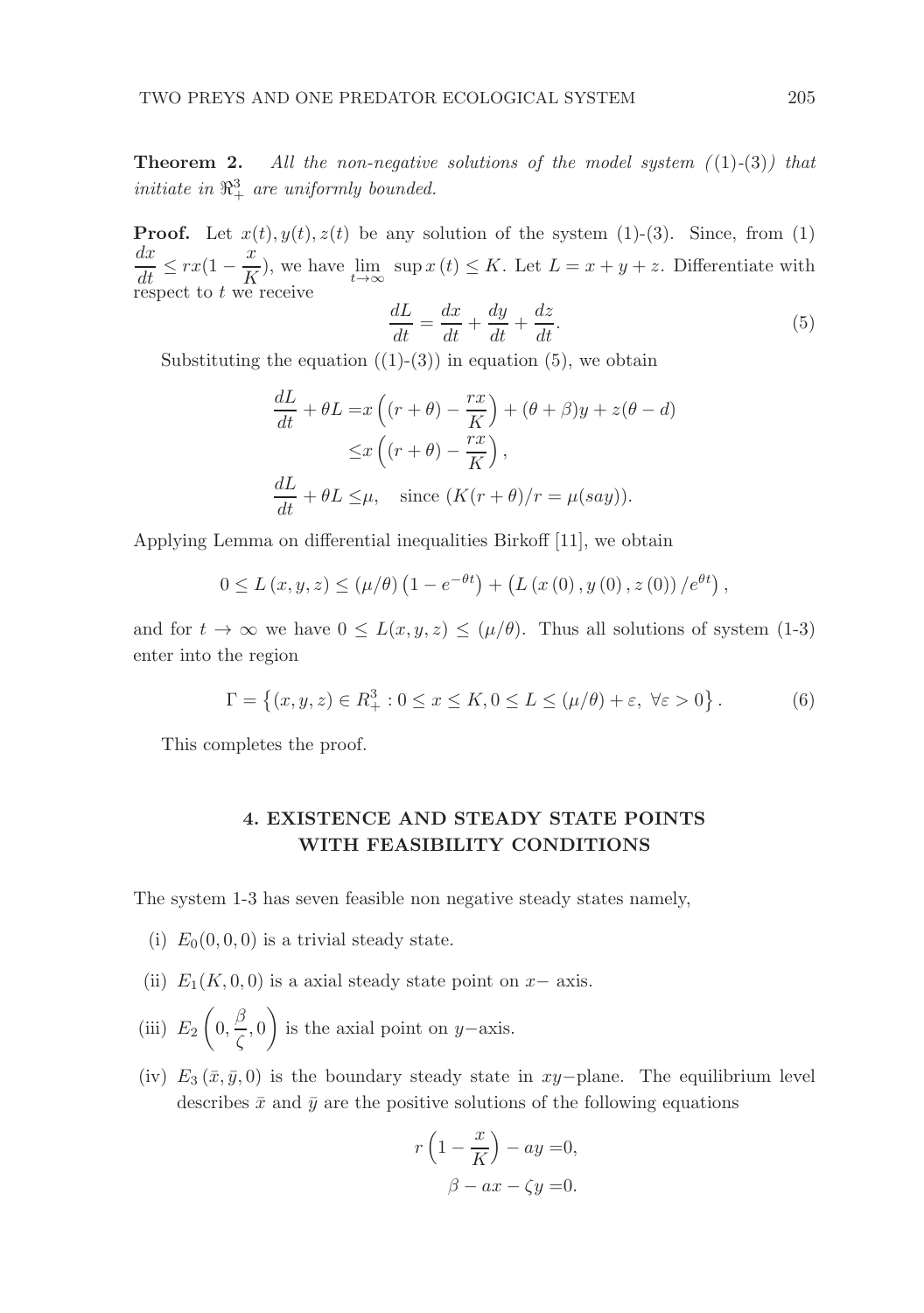**Theorem 2.** *All the non-negative solutions of the model system ((1)-(3)) that initiate in $\Re_+^3$ are uniformly bounded.*

**Proof.** Let $x(t), y(t), z(t)$ be any solution of the system (1)-(3). Since, from (1) $\frac{dx}{dt} \leq rx(1-\frac{x}{K})$, we have $\lim_{t\to\infty} \sup x(t) \leq K$. Let $L = x + y + z$. Differentiate with respect to $t$ we receive

$$\frac{dL}{dt} = \frac{dx}{dt} + \frac{dy}{dt} + \frac{dz}{dt}. \tag{5}$$

Substituting the equation ((1)-(3)) in equation (5), we obtain

$$\begin{aligned}
\frac{dL}{dt} + \theta L =& x\left((r+\theta) - \frac{rx}{K}\right) + (\theta+\beta)y + z(\theta - d) \\
\leq& x\left((r+\theta) - \frac{rx}{K}\right), \\
\frac{dL}{dt} + \theta L \leq& \mu, \quad \text{since } (K(r+\theta)/r = \mu(say)).
\end{aligned}$$

Applying Lemma on differential inequalities Birkoff [11], we obtain

$$0 \leq L(x,y,z) \leq (\mu/\theta)\left(1 - e^{-\theta t}\right) + \left(L(x(0), y(0), z(0))/e^{\theta t}\right),$$

and for $t \to \infty$ we have $0 \leq L(x,y,z) \leq (\mu/\theta)$. Thus all solutions of system (1-3) enter into the region

$$\Gamma = \left\{(x,y,z) \in R_+^3 : 0 \leq x \leq K, 0 \leq L \leq (\mu/\theta) + \varepsilon,\ \forall \varepsilon > 0\right\}. \tag{6}$$

This completes the proof.

## 4. EXISTENCE AND STEADY STATE POINTS WITH FEASIBILITY CONDITIONS

The system 1-3 has seven feasible non negative steady states namely,

(i) $E_0(0,0,0)$ is a trivial steady state.

(ii) $E_1(K,0,0)$ is a axial steady state point on $x-$ axis.

(iii) $E_2\left(0, \frac{\beta}{\zeta}, 0\right)$ is the axial point on $y-$axis.

(iv) $E_3(\bar{x}, \bar{y}, 0)$ is the boundary steady state in $xy-$plane. The equilibrium level describes $\bar{x}$ and $\bar{y}$ are the positive solutions of the following equations

$$\begin{aligned}
r\left(1 - \frac{x}{K}\right) - ay =& 0, \\
\beta - ax - \zeta y =& 0.
\end{aligned}$$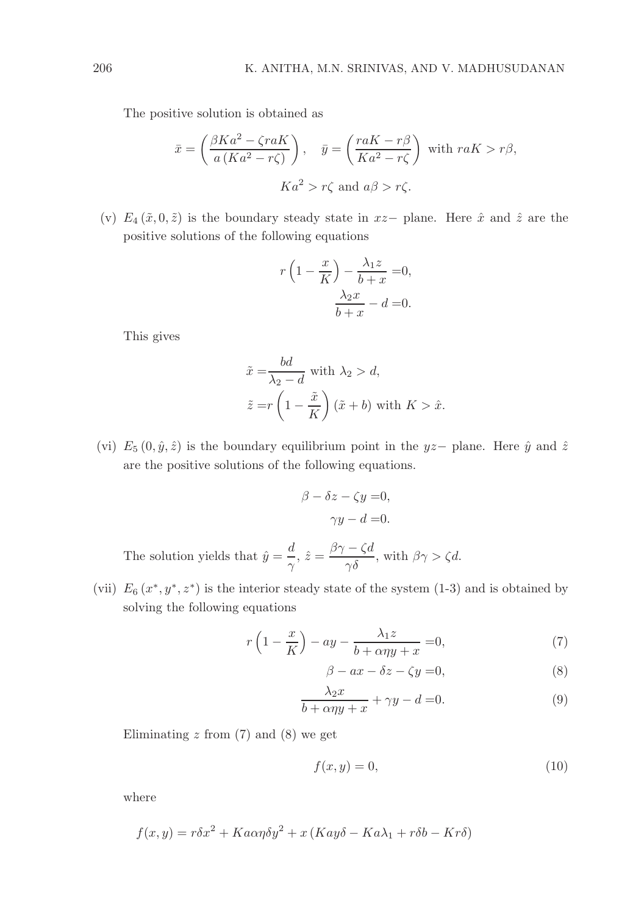The positive solution is obtained as

$$\bar{x} = \left(\frac{\beta K a^2 - \zeta r a K}{a\left(K a^2 - r\zeta\right)}\right), \quad \bar{y} = \left(\frac{raK - r\beta}{Ka^2 - r\zeta}\right) \text{ with } raK > r\beta,$$

$$Ka^2 > r\zeta \text{ and } a\beta > r\zeta.$$

(v) $E_4\left(\tilde{x}, 0, \tilde{z}\right)$ is the boundary steady state in $xz-$ plane. Here $\hat{x}$ and $\hat{z}$ are the positive solutions of the following equations

$$r\left(1 - \frac{x}{K}\right) - \frac{\lambda_1 z}{b + x} = 0,$$

$$\frac{\lambda_2 x}{b + x} - d = 0.$$

This gives

$$\tilde{x} = \frac{bd}{\lambda_2 - d} \text{ with } \lambda_2 > d,$$

$$\tilde{z} = r\left(1 - \frac{\tilde{x}}{K}\right)\left(\tilde{x} + b\right) \text{ with } K > \hat{x}.$$

(vi) $E_5\left(0, \hat{y}, \hat{z}\right)$ is the boundary equilibrium point in the $yz-$ plane. Here $\hat{y}$ and $\hat{z}$ are the positive solutions of the following equations.

$$\beta - \delta z - \zeta y = 0,$$

$$\gamma y - d = 0.$$

The solution yields that $\hat{y} = \dfrac{d}{\gamma}$, $\hat{z} = \dfrac{\beta\gamma - \zeta d}{\gamma\delta}$, with $\beta\gamma > \zeta d$.

(vii) $E_6\left(x^*, y^*, z^*\right)$ is the interior steady state of the system (1-3) and is obtained by solving the following equations

$$r\left(1 - \frac{x}{K}\right) - ay - \frac{\lambda_1 z}{b + \alpha\eta y + x} = 0, \tag{7}$$

$$\beta - ax - \delta z - \zeta y = 0, \tag{8}$$

$$\frac{\lambda_2 x}{b + \alpha\eta y + x} + \gamma y - d = 0. \tag{9}$$

Eliminating $z$ from (7) and (8) we get

$$f(x, y) = 0, \tag{10}$$

where

$$f(x,y) = r\delta x^2 + K a\alpha\eta\delta y^2 + x\left(Kay\delta - Ka\lambda_1 + r\delta b - Kr\delta\right)$$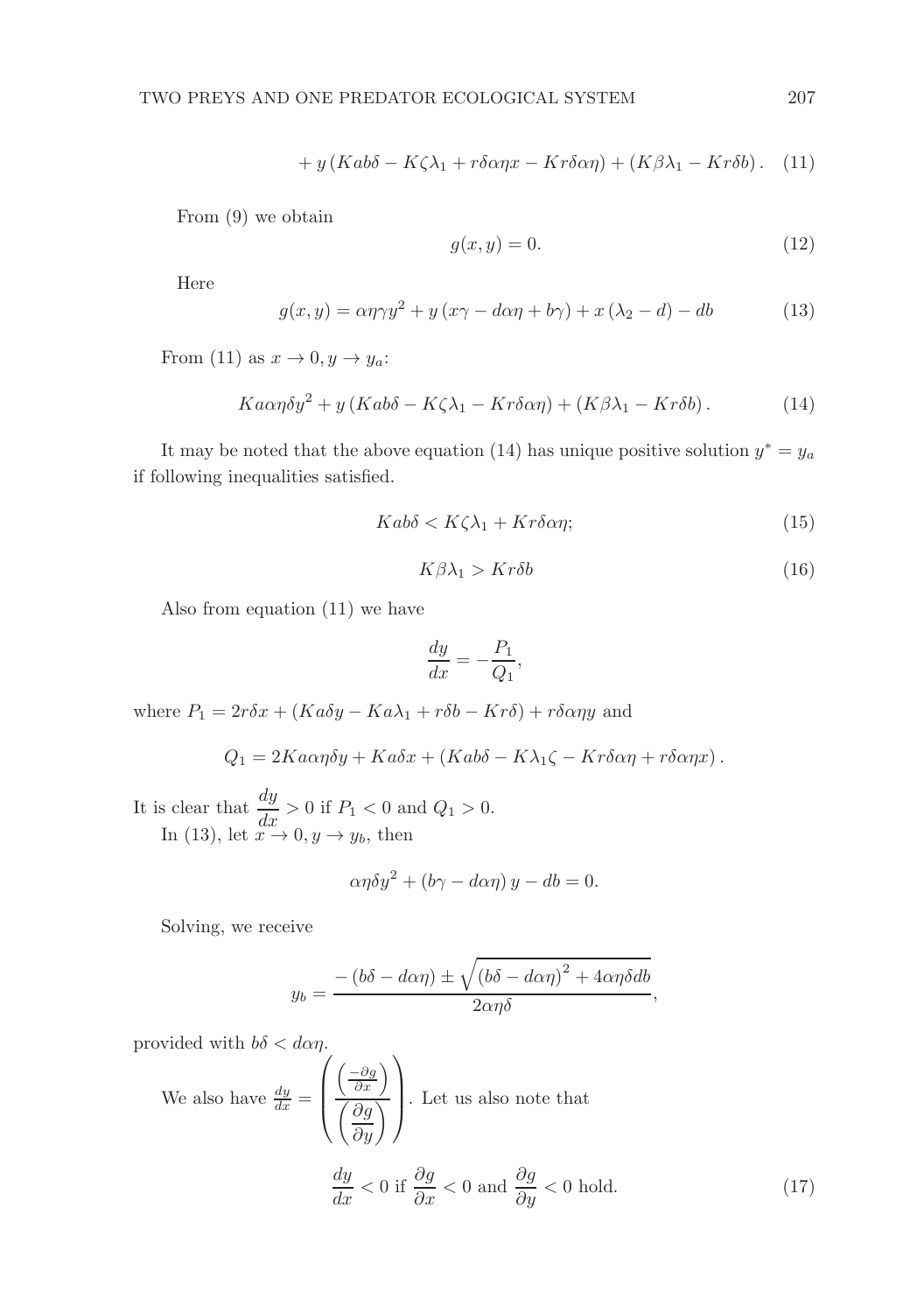$$+ y\left(Kab\delta - K\zeta\lambda_1 + r\delta\alpha\eta x - Kr\delta\alpha\eta\right) + \left(K\beta\lambda_1 - Kr\delta b\right). \quad (11)$$

From (9) we obtain

$$g(x, y) = 0. \quad (12)$$

Here

$$g(x, y) = \alpha\eta\gamma y^2 + y\left(x\gamma - d\alpha\eta + b\gamma\right) + x\left(\lambda_2 - d\right) - db \quad (13)$$

From (11) as $x \to 0, y \to y_a$:

$$Ka\alpha\eta\delta y^2 + y\left(Kab\delta - K\zeta\lambda_1 - Kr\delta\alpha\eta\right) + \left(K\beta\lambda_1 - Kr\delta b\right). \quad (14)$$

It may be noted that the above equation (14) has unique positive solution $y^* = y_a$ if following inequalities satisfied.

$$Kab\delta < K\zeta\lambda_1 + Kr\delta\alpha\eta; \quad (15)$$

$$K\beta\lambda_1 > Kr\delta b \quad (16)$$

Also from equation (11) we have

$$\frac{dy}{dx} = -\frac{P_1}{Q_1},$$

where $P_1 = 2r\delta x + \left(Ka\delta y - Ka\lambda_1 + r\delta b - Kr\delta\right) + r\delta\alpha\eta y$ and

$$Q_1 = 2Ka\alpha\eta\delta y + Ka\delta x + \left(Kab\delta - K\lambda_1\zeta - Kr\delta\alpha\eta + r\delta\alpha\eta x\right).$$

It is clear that $\dfrac{dy}{dx} > 0$ if $P_1 < 0$ and $Q_1 > 0$.

In (13), let $x \to 0, y \to y_b$, then

$$\alpha\eta\delta y^2 + \left(b\gamma - d\alpha\eta\right)y - db = 0.$$

Solving, we receive

$$y_b = \frac{-\left(b\delta - d\alpha\eta\right) \pm \sqrt{\left(b\delta - d\alpha\eta\right)^2 + 4\alpha\eta\delta db}}{2\alpha\eta\delta},$$

provided with $b\delta < d\alpha\eta$.

We also have $\frac{dy}{dx} = \left(\dfrac{\left(\frac{-\partial g}{\partial x}\right)}{\left(\dfrac{\partial g}{\partial y}\right)}\right)$. Let us also note that

$$\frac{dy}{dx} < 0 \text{ if } \frac{\partial g}{\partial x} < 0 \text{ and } \frac{\partial g}{\partial y} < 0 \text{ hold.} \quad (17)$$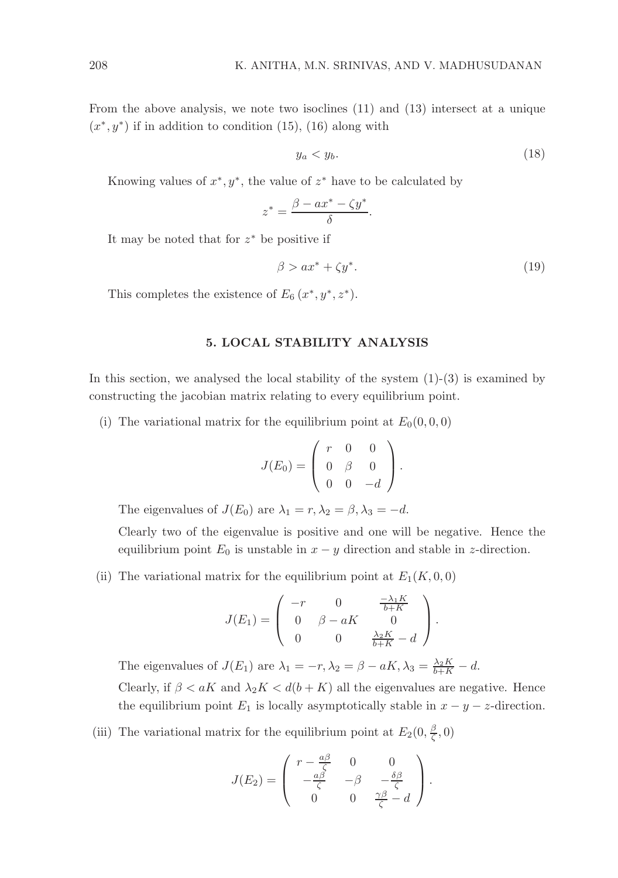From the above analysis, we note two isoclines (11) and (13) intersect at a unique $(x^*, y^*)$ if in addition to condition (15), (16) along with

$$y_a < y_b. \tag{18}$$

Knowing values of $x^*, y^*$, the value of $z^*$ have to be calculated by

$$z^* = \frac{\beta - ax^* - \zeta y^*}{\delta}.$$

It may be noted that for $z^*$ be positive if

$$\beta > ax^* + \zeta y^*. \tag{19}$$

This completes the existence of $E_6\,(x^*, y^*, z^*)$.

## 5. LOCAL STABILITY ANALYSIS

In this section, we analysed the local stability of the system (1)-(3) is examined by constructing the jacobian matrix relating to every equilibrium point.

(i) The variational matrix for the equilibrium point at $E_0(0, 0, 0)$

$$J(E_0) = \begin{pmatrix} r & 0 & 0 \\ 0 & \beta & 0 \\ 0 & 0 & -d \end{pmatrix}.$$

The eigenvalues of $J(E_0)$ are $\lambda_1 = r, \lambda_2 = \beta, \lambda_3 = -d$.

Clearly two of the eigenvalue is positive and one will be negative. Hence the equilibrium point $E_0$ is unstable in $x - y$ direction and stable in $z$-direction.

(ii) The variational matrix for the equilibrium point at $E_1(K, 0, 0)$

$$J(E_1) = \begin{pmatrix} -r & 0 & \frac{-\lambda_1 K}{b+K} \\ 0 & \beta - aK & 0 \\ 0 & 0 & \frac{\lambda_2 K}{b+K} - d \end{pmatrix}.$$

The eigenvalues of $J(E_1)$ are $\lambda_1 = -r, \lambda_2 = \beta - aK, \lambda_3 = \frac{\lambda_2 K}{b+K} - d$.

Clearly, if $\beta < aK$ and $\lambda_2 K < d(b + K)$ all the eigenvalues are negative. Hence the equilibrium point $E_1$ is locally asymptotically stable in $x - y - z$-direction.

(iii) The variational matrix for the equilibrium point at $E_2(0, \frac{\beta}{\zeta}, 0)$

$$J(E_2) = \begin{pmatrix} r - \frac{a\beta}{\zeta} & 0 & 0 \\ -\frac{a\beta}{\zeta} & -\beta & -\frac{\delta\beta}{\zeta} \\ 0 & 0 & \frac{\gamma\beta}{\zeta} - d \end{pmatrix}.$$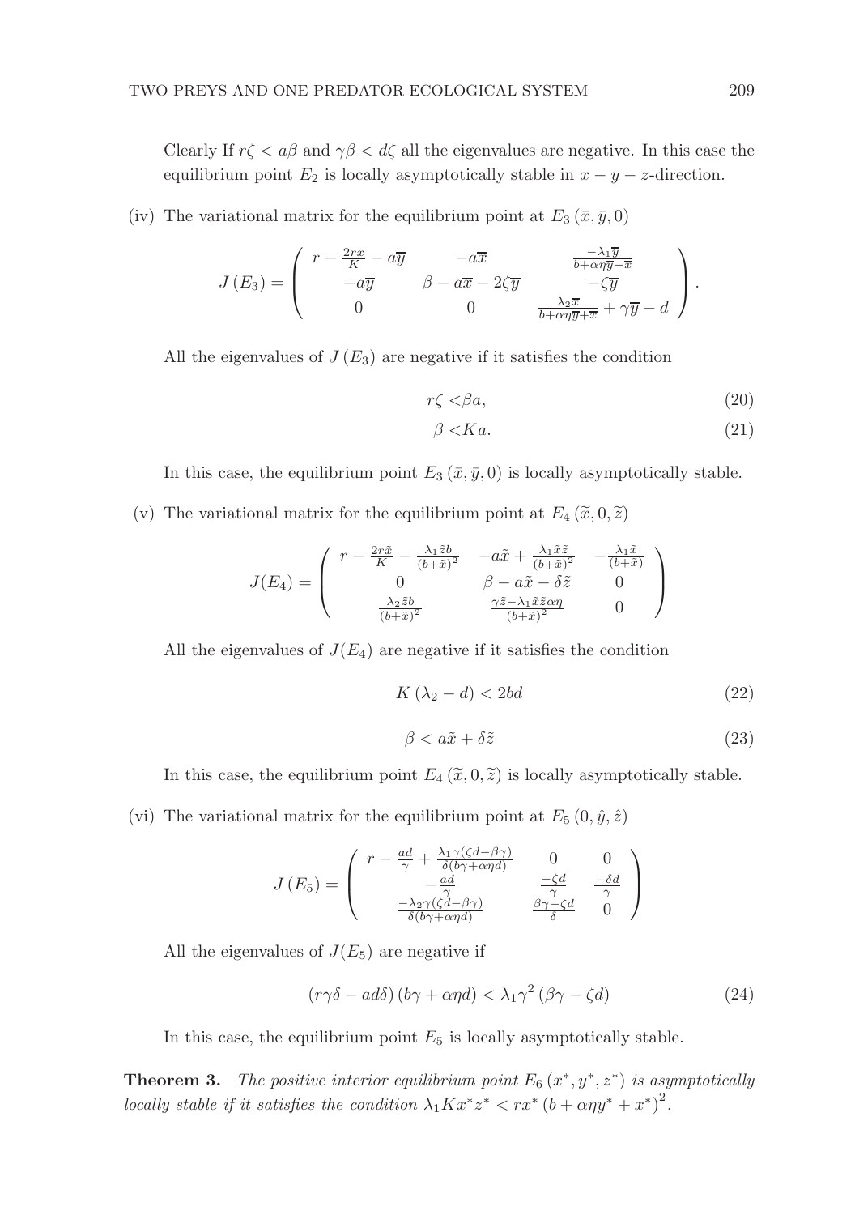Clearly If $r\zeta < a\beta$ and $\gamma\beta < d\zeta$ all the eigenvalues are negative. In this case the equilibrium point $E_2$ is locally asymptotically stable in $x-y-z$-direction.

(iv) The variational matrix for the equilibrium point at $E_3(\bar{x}, \bar{y}, 0)$

$$J(E_3) = \begin{pmatrix} r - \frac{2r\overline{x}}{K} - a\overline{y} & -a\overline{x} & \frac{-\lambda_1 \overline{y}}{b+\alpha\eta\overline{y}+\overline{x}} \\ -a\overline{y} & \beta - a\overline{x} - 2\zeta\overline{y} & -\zeta\overline{y} \\ 0 & 0 & \frac{\lambda_2 \overline{x}}{b+\alpha\eta\overline{y}+\overline{x}} + \gamma\overline{y} - d \end{pmatrix}.$$

All the eigenvalues of $J(E_3)$ are negative if it satisfies the condition

$$r\zeta < \beta a, \tag{20}$$

$$\beta < Ka. \tag{21}$$

In this case, the equilibrium point $E_3(\bar{x}, \bar{y}, 0)$ is locally asymptotically stable.

(v) The variational matrix for the equilibrium point at $E_4(\widetilde{x}, 0, \widetilde{z})$

$$J(E_4) = \begin{pmatrix} r - \frac{2r\tilde{x}}{K} - \frac{\lambda_1 \tilde{z} b}{(b+\tilde{x})^2} & -a\tilde{x} + \frac{\lambda_1 \tilde{x}\tilde{z}}{(b+\tilde{x})^2} & -\frac{\lambda_1 \tilde{x}}{(b+\tilde{x})} \\ 0 & \beta - a\tilde{x} - \delta\tilde{z} & 0 \\ \frac{\lambda_2 \tilde{z} b}{(b+\tilde{x})^2} & \frac{\gamma\tilde{z} - \lambda_1 \tilde{x}\tilde{z}\alpha\eta}{(b+\tilde{x})^2} & 0 \end{pmatrix}$$

All the eigenvalues of $J(E_4)$ are negative if it satisfies the condition

$$K(\lambda_2 - d) < 2bd \tag{22}$$

$$\beta < a\tilde{x} + \delta\tilde{z} \tag{23}$$

In this case, the equilibrium point $E_4(\widetilde{x}, 0, \widetilde{z})$ is locally asymptotically stable.

(vi) The variational matrix for the equilibrium point at $E_5(0, \hat{y}, \hat{z})$

$$J(E_5) = \begin{pmatrix} r - \frac{ad}{\gamma} + \frac{\lambda_1 \gamma(\zeta d - \beta\gamma)}{\delta(b\gamma + \alpha\eta d)} & 0 & 0 \\ -\frac{ad}{\gamma} & \frac{-\zeta d}{\gamma} & \frac{-\delta d}{\gamma} \\ \frac{-\lambda_2 \gamma(\zeta d - \beta\gamma)}{\delta(b\gamma + \alpha\eta d)} & \frac{\beta\gamma - \zeta d}{\delta} & 0 \end{pmatrix}$$

All the eigenvalues of $J(E_5)$ are negative if

$$(r\gamma\delta - ad\delta)(b\gamma + \alpha\eta d) < \lambda_1 \gamma^2 (\beta\gamma - \zeta d) \tag{24}$$

In this case, the equilibrium point $E_5$ is locally asymptotically stable.

**Theorem 3.** *The positive interior equilibrium point $E_6(x^*, y^*, z^*)$ is asymptotically locally stable if it satisfies the condition $\lambda_1 K x^* z^* < r x^* (b + \alpha\eta y^* + x^*)^2$.*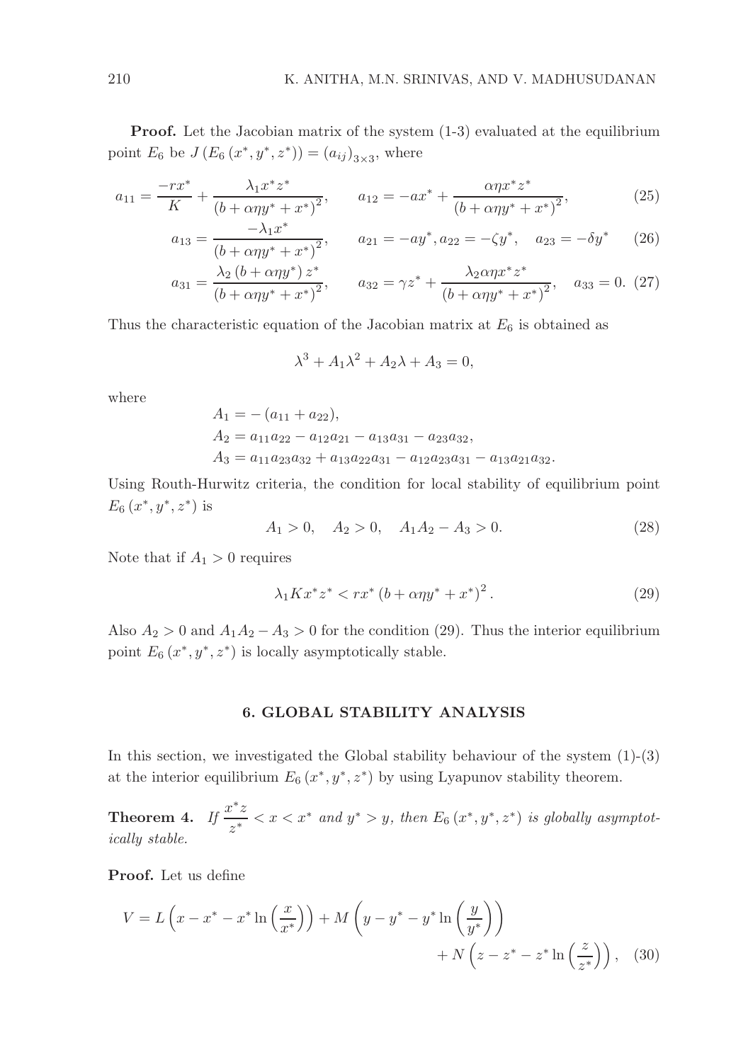**Proof.** Let the Jacobian matrix of the system (1-3) evaluated at the equilibrium point $E_6$ be $J(E_6(x^*, y^*, z^*)) = (a_{ij})_{3\times 3}$, where

$$a_{11} = \frac{-rx^*}{K} + \frac{\lambda_1 x^* z^*}{(b + \alpha\eta y^* + x^*)^2}, \qquad a_{12} = -ax^* + \frac{\alpha\eta x^* z^*}{(b + \alpha\eta y^* + x^*)^2}, \tag{25}$$

$$a_{13} = \frac{-\lambda_1 x^*}{(b + \alpha\eta y^* + x^*)^2}, \qquad a_{21} = -ay^*, a_{22} = -\zeta y^*, \quad a_{23} = -\delta y^* \tag{26}$$

$$a_{31} = \frac{\lambda_2 (b + \alpha\eta y^*) z^*}{(b + \alpha\eta y^* + x^*)^2}, \qquad a_{32} = \gamma z^* + \frac{\lambda_2 \alpha\eta x^* z^*}{(b + \alpha\eta y^* + x^*)^2}, \quad a_{33} = 0. \tag{27}$$

Thus the characteristic equation of the Jacobian matrix at $E_6$ is obtained as

$$\lambda^3 + A_1\lambda^2 + A_2\lambda + A_3 = 0,$$

where

$$\begin{aligned}
A_1 &= -(a_{11} + a_{22}), \\
A_2 &= a_{11}a_{22} - a_{12}a_{21} - a_{13}a_{31} - a_{23}a_{32}, \\
A_3 &= a_{11}a_{23}a_{32} + a_{13}a_{22}a_{31} - a_{12}a_{23}a_{31} - a_{13}a_{21}a_{32}.
\end{aligned}$$

Using Routh-Hurwitz criteria, the condition for local stability of equilibrium point $E_6(x^*, y^*, z^*)$ is

$$A_1 > 0, \quad A_2 > 0, \quad A_1A_2 - A_3 > 0. \tag{28}$$

Note that if $A_1 > 0$ requires

$$\lambda_1 K x^* z^* < rx^* (b + \alpha\eta y^* + x^*)^2. \tag{29}$$

Also $A_2 > 0$ and $A_1A_2 - A_3 > 0$ for the condition (29). Thus the interior equilibrium point $E_6(x^*, y^*, z^*)$ is locally asymptotically stable.

## 6. GLOBAL STABILITY ANALYSIS

In this section, we investigated the Global stability behaviour of the system (1)-(3) at the interior equilibrium $E_6(x^*, y^*, z^*)$ by using Lyapunov stability theorem.

**Theorem 4.** *If $\frac{x^* z}{z^*} < x < x^*$ and $y^* > y$, then $E_6(x^*, y^*, z^*)$ is globally asymptotically stable.*

**Proof.** Let us define

$$V = L\left(x - x^* - x^* \ln\left(\frac{x}{x^*}\right)\right) + M\left(y - y^* - y^* \ln\left(\frac{y}{y^*}\right)\right) + N\left(z - z^* - z^* \ln\left(\frac{z}{z^*}\right)\right), \tag{30}$$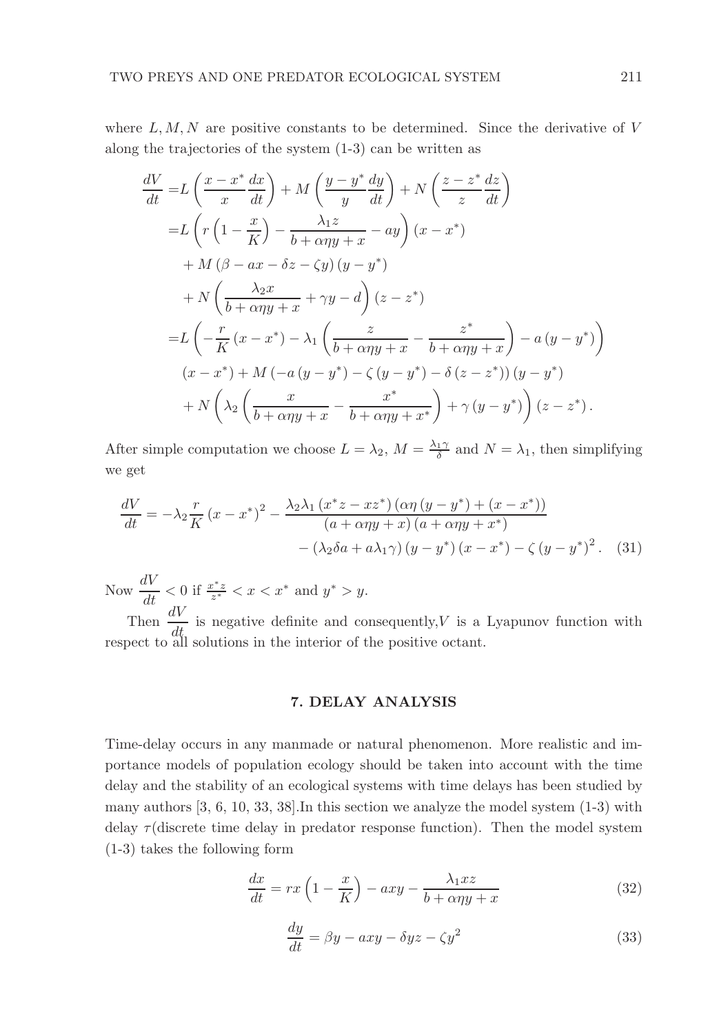where $L, M, N$ are positive constants to be determined. Since the derivative of $V$ along the trajectories of the system (1-3) can be written as

$$
\begin{aligned}
\frac{dV}{dt} =& L\left(\frac{x-x^*}{x}\frac{dx}{dt}\right) + M\left(\frac{y-y^*}{y}\frac{dy}{dt}\right) + N\left(\frac{z-z^*}{z}\frac{dz}{dt}\right) \\
=& L\left(r\left(1-\frac{x}{K}\right) - \frac{\lambda_1 z}{b+\alpha\eta y+x} - ay\right)(x-x^*) \\
&+ M\left(\beta - ax - \delta z - \zeta y\right)(y-y^*) \\
&+ N\left(\frac{\lambda_2 x}{b+\alpha\eta y+x} + \gamma y - d\right)(z-z^*) \\
=& L\left(-\frac{r}{K}(x-x^*) - \lambda_1\left(\frac{z}{b+\alpha\eta y+x} - \frac{z^*}{b+\alpha\eta y+x}\right) - a(y-y^*)\right) \\
&(x-x^*) + M\left(-a(y-y^*) - \zeta(y-y^*) - \delta(z-z^*)\right)(y-y^*) \\
&+ N\left(\lambda_2\left(\frac{x}{b+\alpha\eta y+x} - \frac{x^*}{b+\alpha\eta y+x^*}\right) + \gamma(y-y^*)\right)(z-z^*).
\end{aligned}
$$

After simple computation we choose $L = \lambda_2$, $M = \frac{\lambda_1\gamma}{\delta}$ and $N = \lambda_1$, then simplifying we get

$$
\begin{aligned}
\frac{dV}{dt} = -\lambda_2\frac{r}{K}(x-x^*)^2 - \frac{\lambda_2\lambda_1(x^*z - xz^*)(\alpha\eta(y-y^*) + (x-x^*))}{(a+\alpha\eta y+x)(a+\alpha\eta y+x^*)} \\
- (\lambda_2\delta a + a\lambda_1\gamma)(y-y^*)(x-x^*) - \zeta(y-y^*)^2. \quad (31)
\end{aligned}
$$

Now $\dfrac{dV}{dt} < 0$ if $\frac{x^*z}{z^*} < x < x^*$ and $y^* > y$.

Then $\dfrac{dV}{dt}$ is negative definite and consequently,$V$ is a Lyapunov function with respect to all solutions in the interior of the positive octant.

## 7. DELAY ANALYSIS

Time-delay occurs in any manmade or natural phenomenon. More realistic and importance models of population ecology should be taken into account with the time delay and the stability of an ecological systems with time delays has been studied by many authors [3, 6, 10, 33, 38].In this section we analyze the model system (1-3) with delay $\tau$(discrete time delay in predator response function). Then the model system (1-3) takes the following form

$$
\frac{dx}{dt} = rx\left(1-\frac{x}{K}\right) - axy - \frac{\lambda_1 xz}{b+\alpha\eta y+x} \quad (32)
$$

$$
\frac{dy}{dt} = \beta y - axy - \delta yz - \zeta y^2 \quad (33)
$$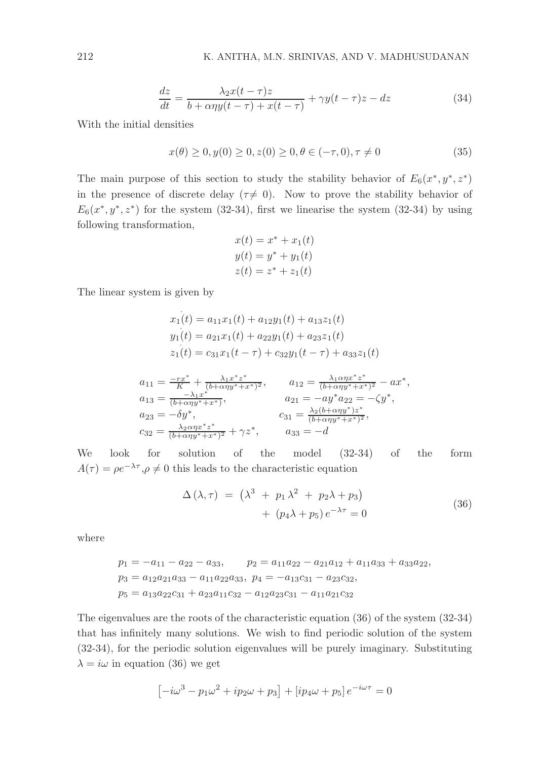$$\frac{dz}{dt} = \frac{\lambda_2 x(t-\tau)z}{b+\alpha\eta y(t-\tau)+x(t-\tau)} + \gamma y(t-\tau)z - dz \tag{34}$$

With the initial densities

$$x(\theta) \geq 0, y(0) \geq 0, z(0) \geq 0, \theta \in (-\tau, 0), \tau \neq 0 \tag{35}$$

The main purpose of this section to study the stability behavior of $E_6(x^*, y^*, z^*)$ in the presence of discrete delay ($\tau \neq 0$). Now to prove the stability behavior of $E_6(x^*, y^*, z^*)$ for the system (32-34), first we linearise the system (32-34) by using following transformation,

$$x(t) = x^* + x_1(t)$$
$$y(t) = y^* + y_1(t)$$
$$z(t) = z^* + z_1(t)$$

The linear system is given by

$$\dot{x_1}(t) = a_{11}x_1(t) + a_{12}y_1(t) + a_{13}z_1(t)$$
$$\dot{y_1}(t) = a_{21}x_1(t) + a_{22}y_1(t) + a_{23}z_1(t)$$
$$\dot{z_1}(t) = c_{31}x_1(t-\tau) + c_{32}y_1(t-\tau) + a_{33}z_1(t)$$

$$\begin{aligned}
a_{11} &= \frac{-rx^*}{K} + \frac{\lambda_1 x^* z^*}{(b+\alpha\eta y^*+x^*)^2}, & a_{12} &= \frac{\lambda_1 \alpha\eta x^* z^*}{(b+\alpha\eta y^*+x^*)^2} - ax^*, \\
a_{13} &= \frac{-\lambda_1 x^*}{(b+\alpha\eta y^*+x^*)}, & a_{21} &= -ay^* a_{22} = -\zeta y^*, \\
a_{23} &= -\delta y^*, & c_{31} &= \frac{\lambda_2 (b+\alpha\eta y^*) z^*}{(b+\alpha\eta y^*+x^*)^2}, \\
c_{32} &= \frac{\lambda_2 \alpha\eta x^* z^*}{(b+\alpha\eta y^*+x^*)^2} + \gamma z^*, & a_{33} &= -d
\end{aligned}$$

We look for solution of the model (32-34) of the form $A(\tau) = \rho e^{-\lambda\tau}, \rho \neq 0$ this leads to the characteristic equation

$$\begin{aligned}\Delta(\lambda, \tau) \;=\; &\left(\lambda^3 \;+\; p_1\lambda^2 \;+\; p_2\lambda + p_3\right) \\ &+\; (p_4\lambda + p_5)\, e^{-\lambda\tau} = 0\end{aligned} \tag{36}$$

where

$$p_1 = -a_{11} - a_{22} - a_{33}, \qquad p_2 = a_{11}a_{22} - a_{21}a_{12} + a_{11}a_{33} + a_{33}a_{22},$$
$$p_3 = a_{12}a_{21}a_{33} - a_{11}a_{22}a_{33}, \; p_4 = -a_{13}c_{31} - a_{23}c_{32},$$
$$p_5 = a_{13}a_{22}c_{31} + a_{23}a_{11}c_{32} - a_{12}a_{23}c_{31} - a_{11}a_{21}c_{32}$$

The eigenvalues are the roots of the characteristic equation (36) of the system (32-34) that has infinitely many solutions. We wish to find periodic solution of the system (32-34), for the periodic solution eigenvalues will be purely imaginary. Substituting $\lambda = i\omega$ in equation (36) we get

$$\left[-i\omega^3 - p_1\omega^2 + ip_2\omega + p_3\right] + \left[ip_4\omega + p_5\right] e^{-i\omega\tau} = 0$$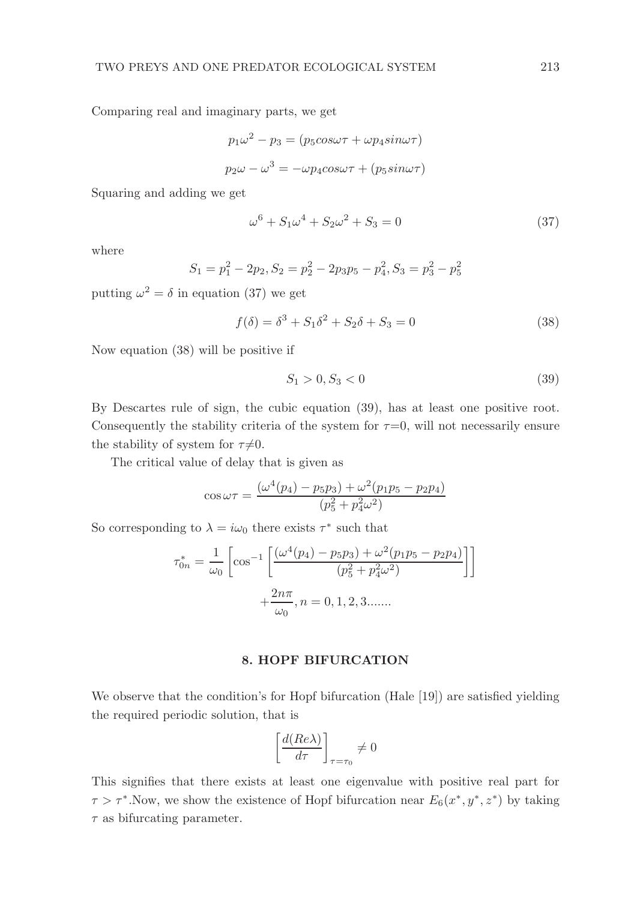Comparing real and imaginary parts, we get

$$p_1\omega^2 - p_3 = (p_5 cos\omega\tau + \omega p_4 sin\omega\tau)$$

$$p_2\omega - \omega^3 = -\omega p_4 cos\omega\tau + (p_5 sin\omega\tau)$$

Squaring and adding we get

$$\omega^6 + S_1\omega^4 + S_2\omega^2 + S_3 = 0 \tag{37}$$

where

$$S_1 = p_1^2 - 2p_2, S_2 = p_2^2 - 2p_3p_5 - p_4^2, S_3 = p_3^2 - p_5^2$$

putting $\omega^2 = \delta$ in equation (37) we get

$$f(\delta) = \delta^3 + S_1\delta^2 + S_2\delta + S_3 = 0 \tag{38}$$

Now equation (38) will be positive if

$$S_1 > 0, S_3 < 0 \tag{39}$$

By Descartes rule of sign, the cubic equation (39), has at least one positive root. Consequently the stability criteria of the system for $\tau$=0, will not necessarily ensure the stability of system for $\tau \neq 0$.

The critical value of delay that is given as

$$\cos\omega\tau = \frac{(\omega^4(p_4) - p_5p_3) + \omega^2(p_1p_5 - p_2p_4)}{(p_5^2 + p_4^2\omega^2)}$$

So corresponding to $\lambda = i\omega_0$ there exists $\tau^*$ such that

$$\tau_{0n}^* = \frac{1}{\omega_0}\left[\cos^{-1}\left[\frac{(\omega^4(p_4) - p_5p_3) + \omega^2(p_1p_5 - p_2p_4)}{(p_5^2 + p_4^2\omega^2)}\right]\right] + \frac{2n\pi}{\omega_0}, n = 0, 1, 2, 3.......$$

## 8. HOPF BIFURCATION

We observe that the condition's for Hopf bifurcation (Hale [19]) are satisfied yielding the required periodic solution, that is

$$\left[\frac{d(Re\lambda)}{d\tau}\right]_{\tau=\tau_0} \neq 0$$

This signifies that there exists at least one eigenvalue with positive real part for $\tau > \tau^*$.Now, we show the existence of Hopf bifurcation near $E_6(x^*, y^*, z^*)$ by taking $\tau$ as bifurcating parameter.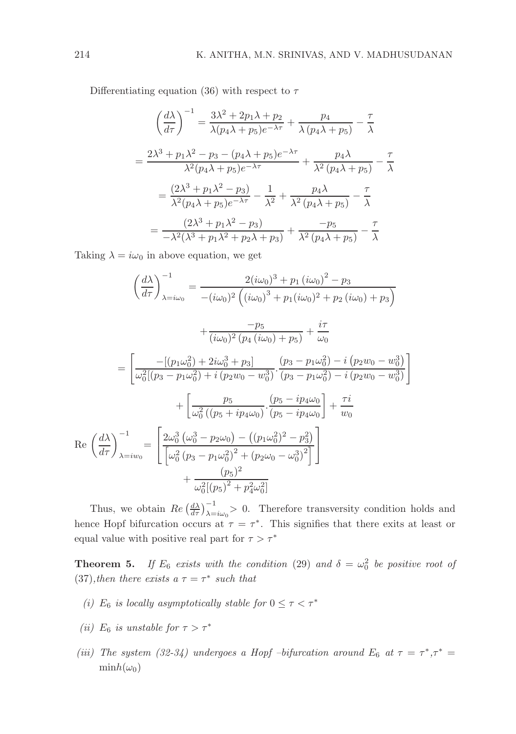Differentiating equation (36) with respect to $\tau$

$$\left(\frac{d\lambda}{d\tau}\right)^{-1} = \frac{3\lambda^2 + 2p_1\lambda + p_2}{\lambda(p_4\lambda + p_5)e^{-\lambda\tau}} + \frac{p_4}{\lambda\,(p_4\lambda + p_5)} - \frac{\tau}{\lambda}$$

$$= \frac{2\lambda^3 + p_1\lambda^2 - p_3 - (p_4\lambda + p_5)e^{-\lambda\tau}}{\lambda^2(p_4\lambda + p_5)e^{-\lambda\tau}} + \frac{p_4\lambda}{\lambda^2\,(p_4\lambda + p_5)} - \frac{\tau}{\lambda}$$

$$= \frac{(2\lambda^3 + p_1\lambda^2 - p_3)}{\lambda^2(p_4\lambda + p_5)e^{-\lambda\tau}} - \frac{1}{\lambda^2} + \frac{p_4\lambda}{\lambda^2\,(p_4\lambda + p_5)} - \frac{\tau}{\lambda}$$

$$= \frac{(2\lambda^3 + p_1\lambda^2 - p_3)}{-\lambda^2(\lambda^3 + p_1\lambda^2 + p_2\lambda + p_3)} + \frac{-p_5}{\lambda^2\,(p_4\lambda + p_5)} - \frac{\tau}{\lambda}$$

Taking $\lambda = i\omega_0$ in above equation, we get

$$\left(\frac{d\lambda}{d\tau}\right)^{-1}_{\lambda=i\omega_0} = \frac{2(i\omega_0)^3 + p_1\,(i\omega_0)^2 - p_3}{-(i\omega_0)^2\left((i\omega_0)^3 + p_1(i\omega_0)^2 + p_2\,(i\omega_0) + p_3\right)}$$

$$+ \frac{-p_5}{(i\omega_0)^2\,(p_4\,(i\omega_0) + p_5)} + \frac{i\tau}{\omega_0}$$

$$= \left[\frac{-[(p_1\omega_0^2) + 2i\omega_0^3 + p_3]}{\omega_0^2[(p_3 - p_1\omega_0^2) + i\,(p_2 w_0 - w_0^3)}\cdot\frac{(p_3 - p_1\omega_0^2) - i\,(p_2 w_0 - w_0^3)}{(p_3 - p_1\omega_0^2) - i\,(p_2 w_0 - w_0^3)}\right]$$

$$+ \left[\frac{p_5}{\omega_0^2\,((p_5 + ip_4\omega_0)}\cdot\frac{(p_5 - ip_4\omega_0)}{(p_5 - ip_4\omega_0)}\right] + \frac{\tau i}{w_0}$$

$$\text{Re}\,\left(\frac{d\lambda}{d\tau}\right)^{-1}_{\lambda=iw_0} = \left[\frac{2\omega_0^3\left(\omega_0^3 - p_2\omega_0\right) - \left((p_1\omega_0^2)^2 - p_3^2\right)}{\left[\omega_0^2\left(p_3 - p_1\omega_0^2\right)^2 + \left(p_2\omega_0 - \omega_0^3\right)^2\right]}\right] + \frac{(p_5)^2}{\omega_0^2[(p_5)^2 + p_4^2\omega_0^2]}$$

Thus, we obtain $Re\left(\frac{d\lambda}{d\tau}\right)^{-1}_{\lambda=i\omega_0} > 0$. Therefore transversity condition holds and hence Hopf bifurcation occurs at $\tau = \tau^*$. This signifies that there exits at least or equal value with positive real part for $\tau > \tau^*$

**Theorem 5.** *If $E_6$ exists with the condition (29) and $\delta = \omega_0^2$ be positive root of (37),then there exists a $\tau = \tau^*$ such that*

*(i) $E_6$ is locally asymptotically stable for $0 \leq \tau < \tau^*$*

*(ii) $E_6$ is unstable for $\tau > \tau^*$*

*(iii) The system (32-34) undergoes a Hopf –bifurcation around $E_6$ at $\tau = \tau^*$,$\tau^* = \min h(\omega_0)$*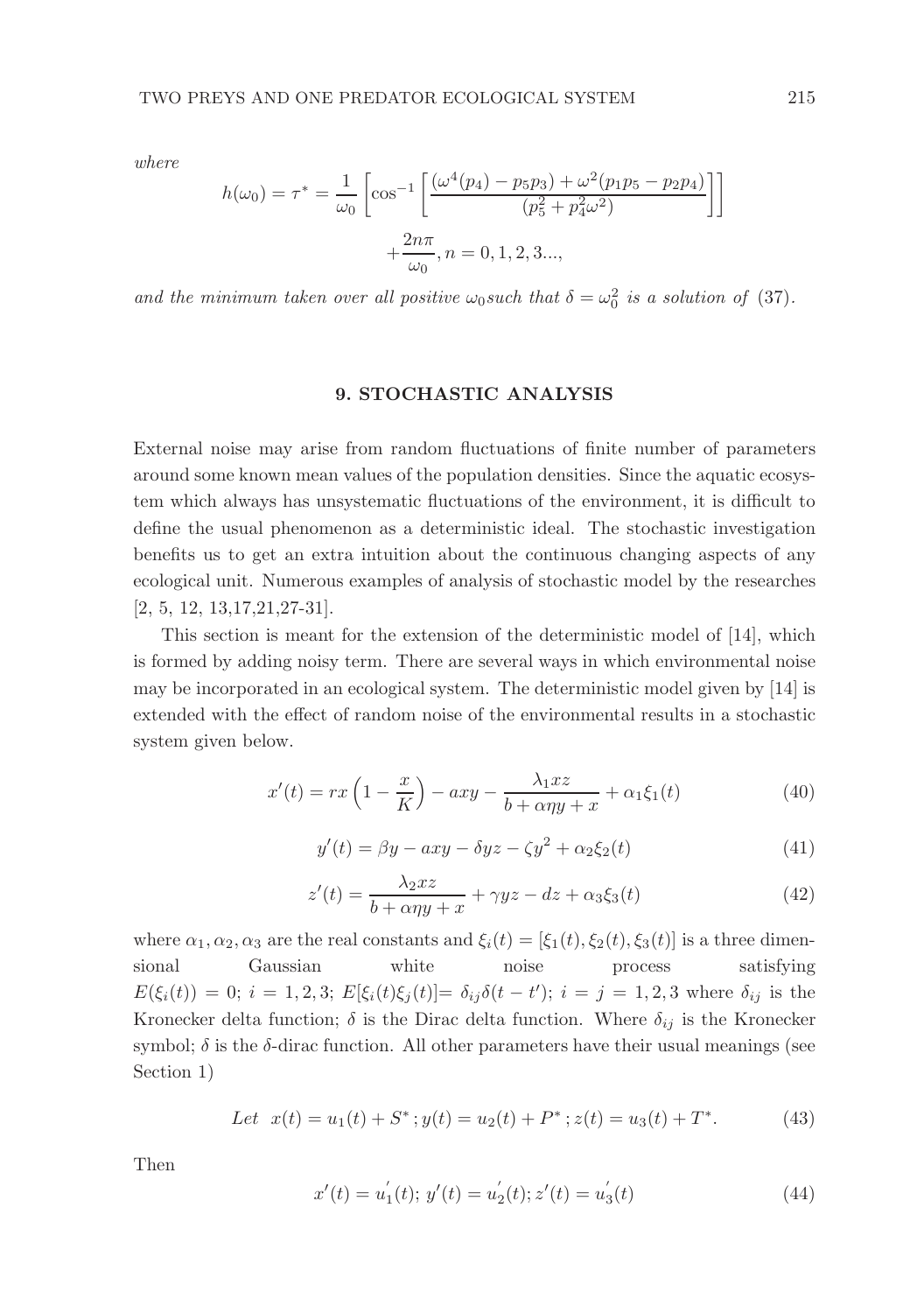*where*

$$h(\omega_0) = \tau^* = \frac{1}{\omega_0}\left[\cos^{-1}\left[\frac{(\omega^4(p_4) - p_5p_3) + \omega^2(p_1p_5 - p_2p_4)}{(p_5^2 + p_4^2\omega^2)}\right]\right] + \frac{2n\pi}{\omega_0}, n = 0, 1, 2, 3...,$$

*and the minimum taken over all positive* $\omega_0$ *such that* $\delta = \omega_0^2$ *is a solution of* (37).

## 9. STOCHASTIC ANALYSIS

External noise may arise from random fluctuations of finite number of parameters around some known mean values of the population densities. Since the aquatic ecosystem which always has unsystematic fluctuations of the environment, it is difficult to define the usual phenomenon as a deterministic ideal. The stochastic investigation benefits us to get an extra intuition about the continuous changing aspects of any ecological unit. Numerous examples of analysis of stochastic model by the researches [2, 5, 12, 13,17,21,27-31].

This section is meant for the extension of the deterministic model of [14], which is formed by adding noisy term. There are several ways in which environmental noise may be incorporated in an ecological system. The deterministic model given by [14] is extended with the effect of random noise of the environmental results in a stochastic system given below.

$$x'(t) = rx\left(1 - \frac{x}{K}\right) - axy - \frac{\lambda_1 xz}{b + \alpha\eta y + x} + \alpha_1\xi_1(t) \tag{40}$$

$$y'(t) = \beta y - axy - \delta yz - \zeta y^2 + \alpha_2\xi_2(t) \tag{41}$$

$$z'(t) = \frac{\lambda_2 xz}{b + \alpha\eta y + x} + \gamma yz - dz + \alpha_3\xi_3(t) \tag{42}$$

where $\alpha_1, \alpha_2, \alpha_3$ are the real constants and $\xi_i(t) = [\xi_1(t), \xi_2(t), \xi_3(t)]$ is a three dimensional Gaussian white noise process satisfying $E(\xi_i(t)) = 0$; $i = 1, 2, 3$; $E[\xi_i(t)\xi_j(t)] = \delta_{ij}\delta(t - t')$; $i = j = 1, 2, 3$ where $\delta_{ij}$ is the Kronecker delta function; $\delta$ is the Dirac delta function. Where $\delta_{ij}$ is the Kronecker symbol; $\delta$ is the $\delta$-dirac function. All other parameters have their usual meanings (see Section 1)

$$Let \;\; x(t) = u_1(t) + S^*; y(t) = u_2(t) + P^*; z(t) = u_3(t) + T^*. \tag{43}$$

Then

$$x'(t) = u_1'(t);\; y'(t) = u_2'(t); z'(t) = u_3'(t) \tag{44}$$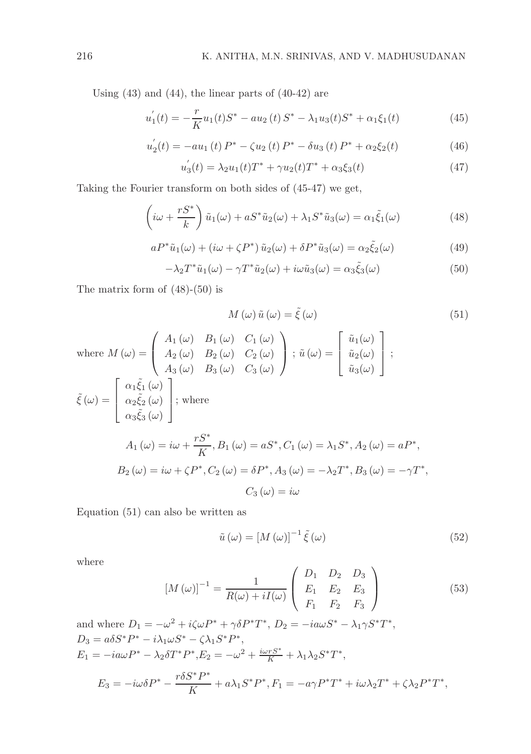Using (43) and (44), the linear parts of (40-42) are

$$u_1^{'}(t) = -\frac{r}{K}u_1(t)S^* - au_2(t)S^* - \lambda_1 u_3(t)S^* + \alpha_1\xi_1(t) \tag{45}$$

$$u_2^{'}(t) = -au_1(t)P^* - \zeta u_2(t)P^* - \delta u_3(t)P^* + \alpha_2\xi_2(t) \tag{46}$$

$$u_3^{'}(t) = \lambda_2 u_1(t)T^* + \gamma u_2(t)T^* + \alpha_3\xi_3(t) \tag{47}$$

Taking the Fourier transform on both sides of (45-47) we get,

$$\left(i\omega + \frac{rS^*}{k}\right)\tilde{u}_1(\omega) + aS^*\tilde{u}_2(\omega) + \lambda_1 S^*\tilde{u}_3(\omega) = \alpha_1\tilde{\xi}_1(\omega) \tag{48}$$

$$aP^*\tilde{u}_1(\omega) + (i\omega + \zeta P^*)\tilde{u}_2(\omega) + \delta P^*\tilde{u}_3(\omega) = \alpha_2\tilde{\xi}_2(\omega) \tag{49}$$

$$-\lambda_2 T^*\tilde{u}_1(\omega) - \gamma T^*\tilde{u}_2(\omega) + i\omega\tilde{u}_3(\omega) = \alpha_3\tilde{\xi}_3(\omega) \tag{50}$$

The matrix form of (48)-(50) is

$$M(\omega)\tilde{u}(\omega) = \tilde{\xi}(\omega) \tag{51}$$

where $M(\omega) = \begin{pmatrix} A_1(\omega) & B_1(\omega) & C_1(\omega) \\ A_2(\omega) & B_2(\omega) & C_2(\omega) \\ A_3(\omega) & B_3(\omega) & C_3(\omega) \end{pmatrix}$ ; $\tilde{u}(\omega) = \begin{bmatrix} \tilde{u}_1(\omega) \\ \tilde{u}_2(\omega) \\ \tilde{u}_3(\omega) \end{bmatrix}$ ;
$\tilde{\xi}(\omega) = \begin{bmatrix} \alpha_1\tilde{\xi}_1(\omega) \\ \alpha_2\tilde{\xi}_2(\omega) \\ \alpha_3\tilde{\xi}_3(\omega) \end{bmatrix}$; where

$$A_1(\omega) = i\omega + \frac{rS^*}{K}, B_1(\omega) = aS^*, C_1(\omega) = \lambda_1 S^*, A_2(\omega) = aP^*,$$

$$B_2(\omega) = i\omega + \zeta P^*, C_2(\omega) = \delta P^*, A_3(\omega) = -\lambda_2 T^*, B_3(\omega) = -\gamma T^*,$$

$$C_3(\omega) = i\omega$$

Equation (51) can also be written as

$$\tilde{u}(\omega) = [M(\omega)]^{-1}\tilde{\xi}(\omega) \tag{52}$$

where

$$[M(\omega)]^{-1} = \frac{1}{R(\omega) + iI(\omega)}\begin{pmatrix} D_1 & D_2 & D_3 \\ E_1 & E_2 & E_3 \\ F_1 & F_2 & F_3 \end{pmatrix} \tag{53}$$

and where $D_1 = -\omega^2 + i\zeta\omega P^* + \gamma\delta P^*T^*$, $D_2 = -ia\omega S^* - \lambda_1\gamma S^*T^*$,
$D_3 = a\delta S^*P^* - i\lambda_1\omega S^* - \zeta\lambda_1 S^*P^*$,
$E_1 = -ia\omega P^* - \lambda_2\delta T^*P^*$, $E_2 = -\omega^2 + \frac{i\omega rS^*}{K} + \lambda_1\lambda_2 S^*T^*$,

$$E_3 = -i\omega\delta P^* - \frac{r\delta S^*P^*}{K} + a\lambda_1 S^*P^*, F_1 = -a\gamma P^*T^* + i\omega\lambda_2 T^* + \zeta\lambda_2 P^*T^*,$$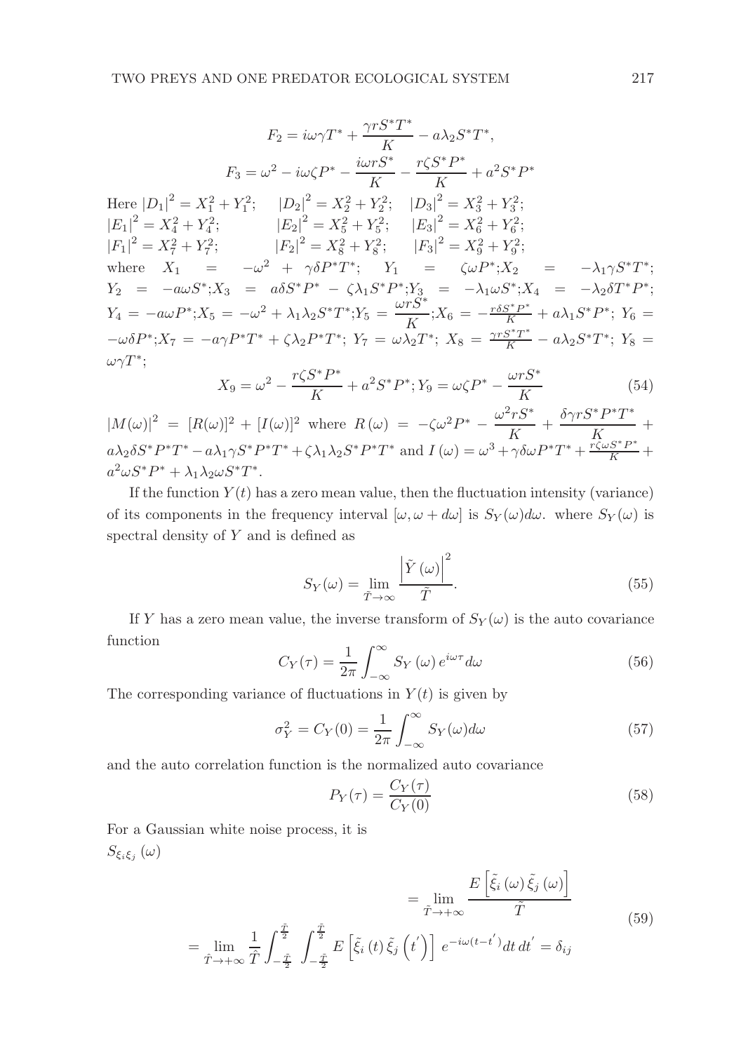$$F_2 = i\omega\gamma T^* + \frac{\gamma r S^* T^*}{K} - a\lambda_2 S^* T^*,$$

$$F_3 = \omega^2 - i\omega\zeta P^* - \frac{i\omega r S^*}{K} - \frac{r\zeta S^* P^*}{K} + a^2 S^* P^*$$

Here $|D_1|^2 = X_1^2 + Y_1^2$; $|D_2|^2 = X_2^2 + Y_2^2$; $|D_3|^2 = X_3^2 + Y_3^2$;
$|E_1|^2 = X_4^2 + Y_4^2$; $|E_2|^2 = X_5^2 + Y_5^2$; $|E_3|^2 = X_6^2 + Y_6^2$;
$|F_1|^2 = X_7^2 + Y_7^2$; $|F_2|^2 = X_8^2 + Y_8^2$; $|F_3|^2 = X_9^2 + Y_9^2$;
where $X_1 = -\omega^2 + \gamma\delta P^* T^*$; $Y_1 = \zeta\omega P^*$; $X_2 = -\lambda_1\gamma S^* T^*$; $Y_2 = -a\omega S^*$; $X_3 = a\delta S^* P^* - \zeta\lambda_1 S^* P^*$; $Y_3 = -\lambda_1\omega S^*$; $X_4 = -\lambda_2\delta T^* P^*$; $Y_4 = -a\omega P^*$; $X_5 = -\omega^2 + \lambda_1\lambda_2 S^* T^*$; $Y_5 = \frac{\omega r S^*}{K}$; $X_6 = -\frac{r\delta S^* P^*}{K} + a\lambda_1 S^* P^*$; $Y_6 = -\omega\delta P^*$; $X_7 = -a\gamma P^* T^* + \zeta\lambda_2 P^* T^*$; $Y_7 = \omega\lambda_2 T^*$; $X_8 = \frac{\gamma r S^* T^*}{K} - a\lambda_2 S^* T^*$; $Y_8 = \omega\gamma T^*$;

$$X_9 = \omega^2 - \frac{r\zeta S^* P^*}{K} + a^2 S^* P^*; Y_9 = \omega\zeta P^* - \frac{\omega r S^*}{K} \tag{54}$$

$|M(\omega)|^2 = [R(\omega)]^2 + [I(\omega)]^2$ where $R(\omega) = -\zeta\omega^2 P^* - \frac{\omega^2 r S^*}{K} + \frac{\delta\gamma r S^* P^* T^*}{K} + a\lambda_2\delta S^* P^* T^* - a\lambda_1\gamma S^* P^* T^* + \zeta\lambda_1\lambda_2 S^* P^* T^*$ and $I(\omega) = \omega^3 + \gamma\delta\omega P^* T^* + \frac{r\zeta\omega S^* P^*}{K} + a^2\omega S^* P^* + \lambda_1\lambda_2\omega S^* T^*$.

If the function $Y(t)$ has a zero mean value, then the fluctuation intensity (variance) of its components in the frequency interval $[\omega, \omega + d\omega]$ is $S_Y(\omega)d\omega$. where $S_Y(\omega)$ is spectral density of $Y$ and is defined as

$$S_Y(\omega) = \lim_{\tilde{T}\to\infty} \frac{\left|\tilde{Y}(\omega)\right|^2}{\tilde{T}}. \tag{55}$$

If $Y$ has a zero mean value, the inverse transform of $S_Y(\omega)$ is the auto covariance function

$$C_Y(\tau) = \frac{1}{2\pi}\int_{-\infty}^{\infty} S_Y(\omega) e^{i\omega\tau} d\omega \tag{56}$$

The corresponding variance of fluctuations in $Y(t)$ is given by

$$\sigma_Y^2 = C_Y(0) = \frac{1}{2\pi}\int_{-\infty}^{\infty} S_Y(\omega) d\omega \tag{57}$$

and the auto correlation function is the normalized auto covariance

$$P_Y(\tau) = \frac{C_Y(\tau)}{C_Y(0)} \tag{58}$$

For a Gaussian white noise process, it is

$$S_{\xi_i\xi_j}(\omega) = \lim_{\tilde{T}\to+\infty} \frac{E\left[\tilde{\xi}_i(\omega)\tilde{\xi}_j(\omega)\right]}{\tilde{T}} = \lim_{\hat{T}\to+\infty} \frac{1}{\hat{T}} \int_{-\frac{\tilde{T}}{2}}^{\frac{\tilde{T}}{2}} \int_{-\frac{\tilde{T}}{2}}^{\frac{\tilde{T}}{2}} E\left[\tilde{\xi}_i(t)\tilde{\xi}_j\left(t'\right)\right] e^{-i\omega(t-t')} dt\, dt' = \delta_{ij} \tag{59}$$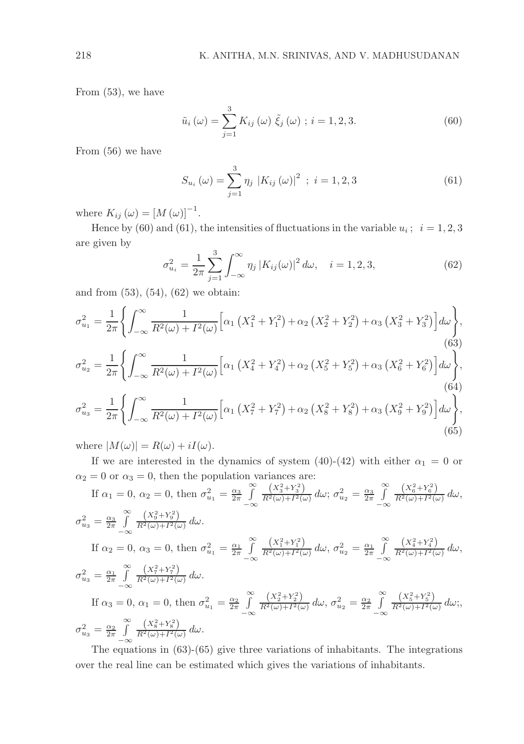From (53), we have

$$\tilde{u}_i(\omega) = \sum_{j=1}^{3} K_{ij}(\omega)\, \tilde{\xi}_j(\omega)\ ;\ i = 1, 2, 3. \tag{60}$$

From (56) we have

$$S_{u_i}(\omega) = \sum_{j=1}^{3} \eta_j\ |K_{ij}(\omega)|^2\ ;\ i = 1, 2, 3 \tag{61}$$

where $K_{ij}(\omega) = [M(\omega)]^{-1}$.

Hence by (60) and (61), the intensities of fluctuations in the variable $u_i\ ;\ i = 1, 2, 3$ are given by

$$\sigma_{u_i}^2 = \frac{1}{2\pi} \sum_{j=1}^{3} \int_{-\infty}^{\infty} \eta_j\, |K_{ij}(\omega)|^2\, d\omega, \quad i = 1, 2, 3, \tag{62}$$

and from (53), (54), (62) we obtain:

$$\sigma_{u_1}^2 = \frac{1}{2\pi} \left\{ \int_{-\infty}^{\infty} \frac{1}{R^2(\omega) + I^2(\omega)} \Big[ \alpha_1 \left(X_1^2 + Y_1^2\right) + \alpha_2 \left(X_2^2 + Y_2^2\right) + \alpha_3 \left(X_3^2 + Y_3^2\right) \Big] d\omega \right\}, \tag{63}$$

$$\sigma_{u_2}^2 = \frac{1}{2\pi} \left\{ \int_{-\infty}^{\infty} \frac{1}{R^2(\omega) + I^2(\omega)} \Big[ \alpha_1 \left(X_4^2 + Y_4^2\right) + \alpha_2 \left(X_5^2 + Y_5^2\right) + \alpha_3 \left(X_6^2 + Y_6^2\right) \Big] d\omega \right\}, \tag{64}$$

$$\sigma_{u_3}^2 = \frac{1}{2\pi} \left\{ \int_{-\infty}^{\infty} \frac{1}{R^2(\omega) + I^2(\omega)} \Big[ \alpha_1 \left(X_7^2 + Y_7^2\right) + \alpha_2 \left(X_8^2 + Y_8^2\right) + \alpha_3 \left(X_9^2 + Y_9^2\right) \Big] d\omega \right\}, \tag{65}$$

where $|M(\omega)| = R(\omega) + iI(\omega)$.

If we are interested in the dynamics of system (40)-(42) with either $\alpha_1 = 0$ or $\alpha_2 = 0$ or $\alpha_3 = 0$, then the population variances are:

If $\alpha_1 = 0$, $\alpha_2 = 0$, then $\sigma_{u_1}^2 = \frac{\alpha_3}{2\pi} \int\limits_{-\infty}^{\infty} \frac{\left(X_3^2 + Y_3^2\right)}{R^2(\omega) + I^2(\omega)}\, d\omega$; $\sigma_{u_2}^2 = \frac{\alpha_3}{2\pi} \int\limits_{-\infty}^{\infty} \frac{\left(X_6^2 + Y_6^2\right)}{R^2(\omega) + I^2(\omega)}\, d\omega$, $\sigma_{u_3}^2 = \frac{\alpha_3}{2\pi} \int\limits_{-\infty}^{\infty} \frac{\left(X_9^2 + Y_9^2\right)}{R^2(\omega) + I^2(\omega)}\, d\omega$.

If $\alpha_2 = 0$, $\alpha_3 = 0$, then $\sigma_{u_1}^2 = \frac{\alpha_1}{2\pi} \int\limits_{-\infty}^{\infty} \frac{\left(X_1^2 + Y_1^2\right)}{R^2(\omega) + I^2(\omega)}\, d\omega$, $\sigma_{u_2}^2 = \frac{\alpha_1}{2\pi} \int\limits_{-\infty}^{\infty} \frac{\left(X_4^2 + Y_4^2\right)}{R^2(\omega) + I^2(\omega)}\, d\omega$, $\sigma_{u_3}^2 = \frac{\alpha_1}{2\pi} \int\limits_{-\infty}^{\infty} \frac{\left(X_7^2 + Y_7^2\right)}{R^2(\omega) + I^2(\omega)}\, d\omega$.

If $\alpha_3 = 0$, $\alpha_1 = 0$, then $\sigma_{u_1}^2 = \frac{\alpha_2}{2\pi} \int\limits_{-\infty}^{\infty} \frac{\left(X_2^2 + Y_2^2\right)}{R^2(\omega) + I^2(\omega)}\, d\omega$, $\sigma_{u_2}^2 = \frac{\alpha_2}{2\pi} \int\limits_{-\infty}^{\infty} \frac{\left(X_5^2 + Y_5^2\right)}{R^2(\omega) + I^2(\omega)}\, d\omega$;, $\sigma_{u_3}^2 = \frac{\alpha_2}{2\pi} \int\limits_{-\infty}^{\infty} \frac{\left(X_8^2 + Y_8^2\right)}{R^2(\omega) + I^2(\omega)}\, d\omega$.

The equations in (63)-(65) give three variations of inhabitants. The integrations over the real line can be estimated which gives the variations of inhabitants.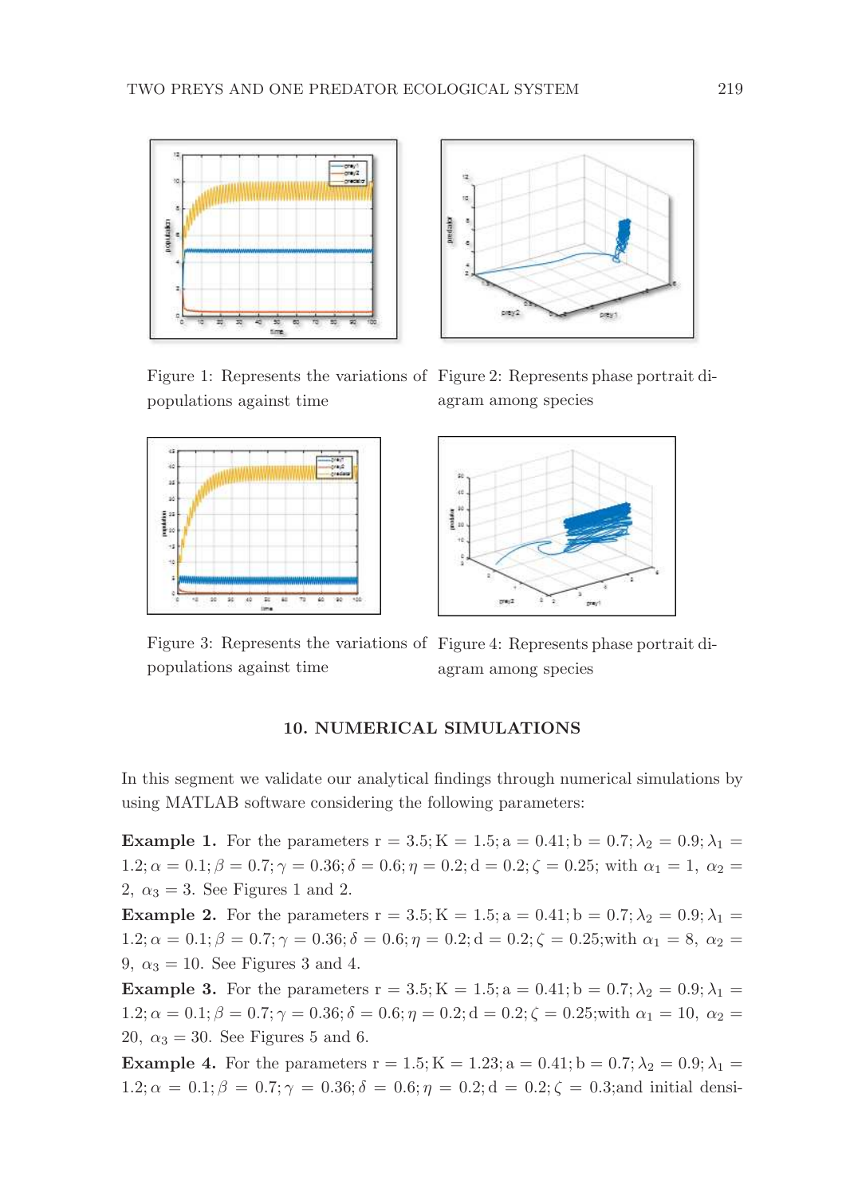Figure 1: Represents the variations of populations against time

Figure 2: Represents phase portrait diagram among species

Figure 3: Represents the variations of populations against time

Figure 4: Represents phase portrait diagram among species

## 10. NUMERICAL SIMULATIONS

In this segment we validate our analytical findings through numerical simulations by using MATLAB software considering the following parameters:

**Example 1.** For the parameters $\mathrm{r} = 3.5; \mathrm{K} = 1.5; \mathrm{a} = 0.41; \mathrm{b} = 0.7; \lambda_2 = 0.9; \lambda_1 = 1.2; \alpha = 0.1; \beta = 0.7; \gamma = 0.36; \delta = 0.6; \eta = 0.2; \mathrm{d} = 0.2; \zeta = 0.25$; with $\alpha_1 = 1$, $\alpha_2 = 2$, $\alpha_3 = 3$. See Figures 1 and 2.

**Example 2.** For the parameters $\mathrm{r} = 3.5; \mathrm{K} = 1.5; \mathrm{a} = 0.41; \mathrm{b} = 0.7; \lambda_2 = 0.9; \lambda_1 = 1.2; \alpha = 0.1; \beta = 0.7; \gamma = 0.36; \delta = 0.6; \eta = 0.2; \mathrm{d} = 0.2; \zeta = 0.25$;with $\alpha_1 = 8$, $\alpha_2 = 9$, $\alpha_3 = 10$. See Figures 3 and 4.

**Example 3.** For the parameters $\mathrm{r} = 3.5; \mathrm{K} = 1.5; \mathrm{a} = 0.41; \mathrm{b} = 0.7; \lambda_2 = 0.9; \lambda_1 = 1.2; \alpha = 0.1; \beta = 0.7; \gamma = 0.36; \delta = 0.6; \eta = 0.2; \mathrm{d} = 0.2; \zeta = 0.25$;with $\alpha_1 = 10$, $\alpha_2 = 20$, $\alpha_3 = 30$. See Figures 5 and 6.

**Example 4.** For the parameters $\mathrm{r} = 1.5; \mathrm{K} = 1.23; \mathrm{a} = 0.41; \mathrm{b} = 0.7; \lambda_2 = 0.9; \lambda_1 = 1.2; \alpha = 0.1; \beta = 0.7; \gamma = 0.36; \delta = 0.6; \eta = 0.2; \mathrm{d} = 0.2; \zeta = 0.3$;and initial densi-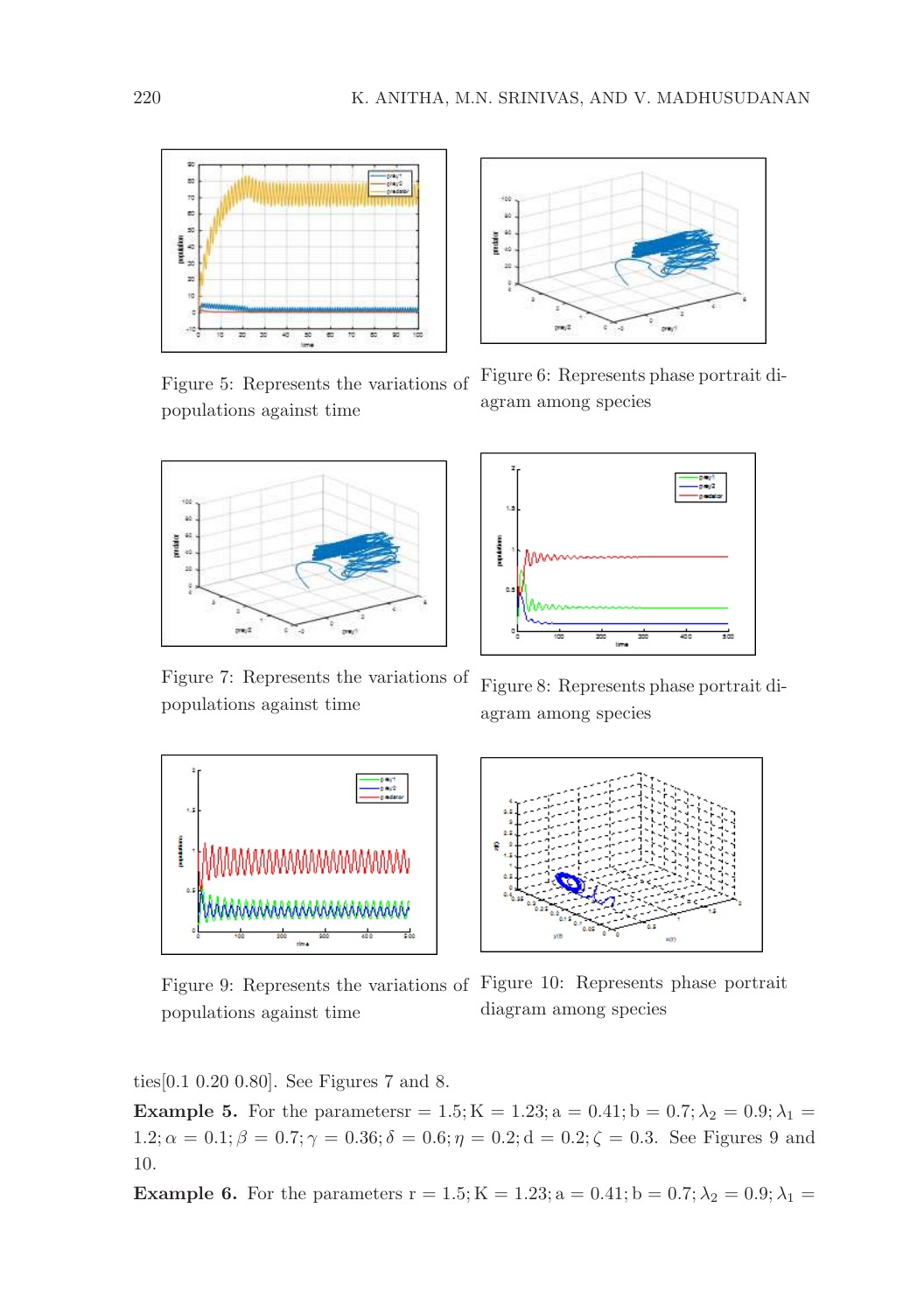Figure 5: Represents the variations of populations against time

Figure 6: Represents phase portrait diagram among species

Figure 7: Represents the variations of populations against time

Figure 8: Represents phase portrait diagram among species

Figure 9: Represents the variations of populations against time

Figure 10: Represents phase portrait diagram among species

ties[0.1 0.20 0.80]. See Figures 7 and 8.

**Example 5.** For the parametersr $= 1.5; \mathrm{K} = 1.23; \mathrm{a} = 0.41; \mathrm{b} = 0.7; \lambda_2 = 0.9; \lambda_1 = 1.2; \alpha = 0.1; \beta = 0.7; \gamma = 0.36; \delta = 0.6; \eta = 0.2; \mathrm{d} = 0.2; \zeta = 0.3$. See Figures 9 and 10.

**Example 6.** For the parameters $\mathrm{r} = 1.5; \mathrm{K} = 1.23; \mathrm{a} = 0.41; \mathrm{b} = 0.7; \lambda_2 = 0.9; \lambda_1 =$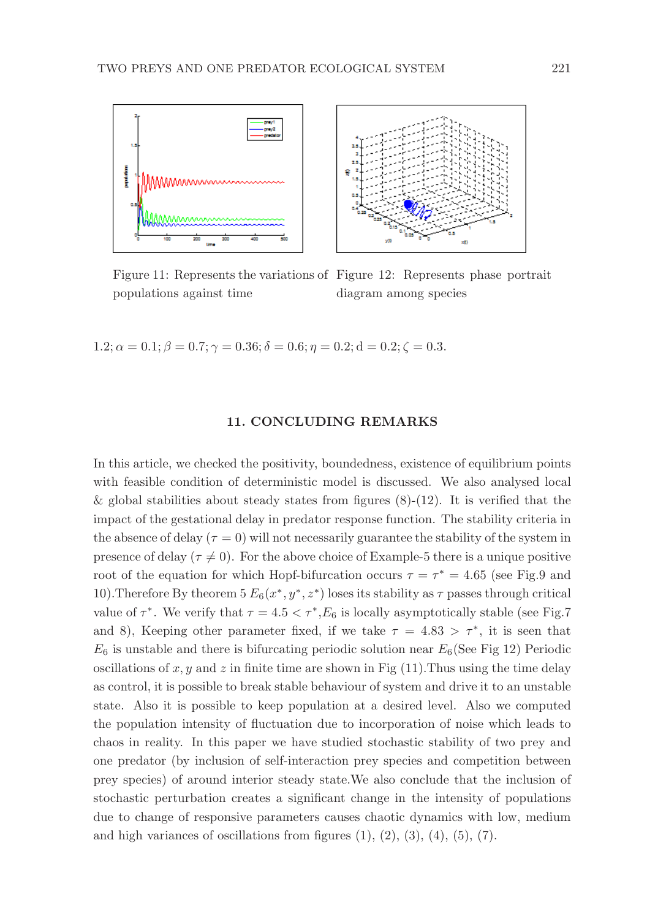Figure 11: Represents the variations of populations against time

Figure 12: Represents phase portrait diagram among species

$1.2; \alpha = 0.1; \beta = 0.7; \gamma = 0.36; \delta = 0.6; \eta = 0.2; \mathrm{d} = 0.2; \zeta = 0.3.$

## 11. CONCLUDING REMARKS

In this article, we checked the positivity, boundedness, existence of equilibrium points with feasible condition of deterministic model is discussed. We also analysed local & global stabilities about steady states from figures (8)-(12). It is verified that the impact of the gestational delay in predator response function. The stability criteria in the absence of delay ($\tau = 0$) will not necessarily guarantee the stability of the system in presence of delay ($\tau \neq 0$). For the above choice of Example-5 there is a unique positive root of the equation for which Hopf-bifurcation occurs $\tau = \tau^* = 4.65$ (see Fig.9 and 10).Therefore By theorem 5 $E_6(x^*, y^*, z^*)$ loses its stability as $\tau$ passes through critical value of $\tau^*$. We verify that $\tau = 4.5 < \tau^*$,$E_6$ is locally asymptotically stable (see Fig.7 and 8), Keeping other parameter fixed, if we take $\tau = 4.83 > \tau^*$, it is seen that $E_6$ is unstable and there is bifurcating periodic solution near $E_6$(See Fig 12) Periodic oscillations of $x, y$ and $z$ in finite time are shown in Fig (11).Thus using the time delay as control, it is possible to break stable behaviour of system and drive it to an unstable state. Also it is possible to keep population at a desired level. Also we computed the population intensity of fluctuation due to incorporation of noise which leads to chaos in reality. In this paper we have studied stochastic stability of two prey and one predator (by inclusion of self-interaction prey species and competition between prey species) of around interior steady state.We also conclude that the inclusion of stochastic perturbation creates a significant change in the intensity of populations due to change of responsive parameters causes chaotic dynamics with low, medium and high variances of oscillations from figures (1), (2), (3), (4), (5), (7).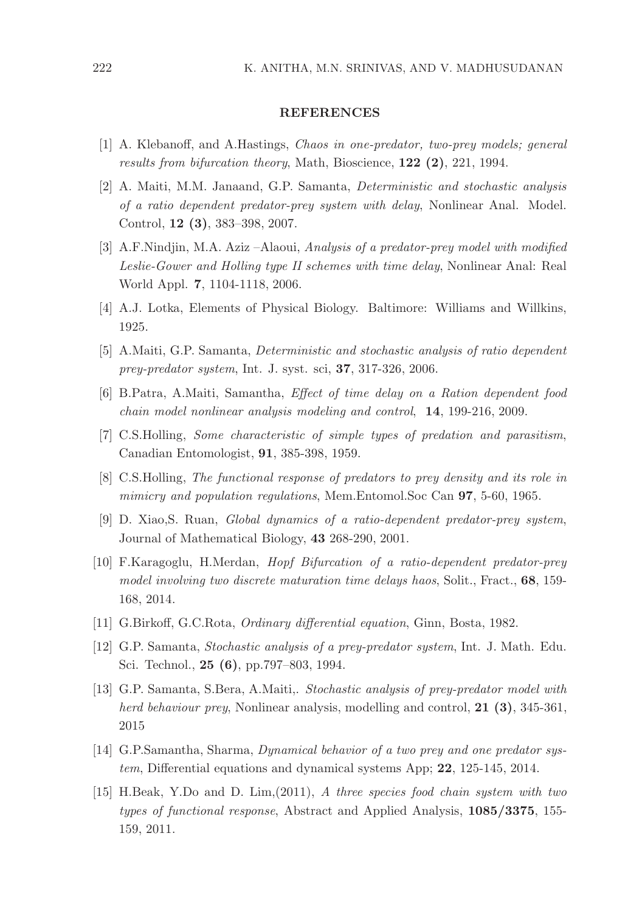## REFERENCES

[1] A. Klebanoff, and A.Hastings, *Chaos in one-predator, two-prey models; general results from bifurcation theory*, Math, Bioscience, **122 (2)**, 221, 1994.

[2] A. Maiti, M.M. Janaand, G.P. Samanta, *Deterministic and stochastic analysis of a ratio dependent predator-prey system with delay*, Nonlinear Anal. Model. Control, **12 (3)**, 383–398, 2007.

[3] A.F.Nindjin, M.A. Aziz –Alaoui, *Analysis of a predator-prey model with modified Leslie-Gower and Holling type II schemes with time delay*, Nonlinear Anal: Real World Appl. **7**, 1104-1118, 2006.

[4] A.J. Lotka, Elements of Physical Biology. Baltimore: Williams and Willkins, 1925.

[5] A.Maiti, G.P. Samanta, *Deterministic and stochastic analysis of ratio dependent prey-predator system*, Int. J. syst. sci, **37**, 317-326, 2006.

[6] B.Patra, A.Maiti, Samantha, *Effect of time delay on a Ration dependent food chain model nonlinear analysis modeling and control*, **14**, 199-216, 2009.

[7] C.S.Holling, *Some characteristic of simple types of predation and parasitism*, Canadian Entomologist, **91**, 385-398, 1959.

[8] C.S.Holling, *The functional response of predators to prey density and its role in mimicry and population regulations*, Mem.Entomol.Soc Can **97**, 5-60, 1965.

[9] D. Xiao,S. Ruan, *Global dynamics of a ratio-dependent predator-prey system*, Journal of Mathematical Biology, **43** 268-290, 2001.

[10] F.Karagoglu, H.Merdan, *Hopf Bifurcation of a ratio-dependent predator-prey model involving two discrete maturation time delays haos*, Solit., Fract., **68**, 159-168, 2014.

[11] G.Birkoff, G.C.Rota, *Ordinary differential equation*, Ginn, Bosta, 1982.

[12] G.P. Samanta, *Stochastic analysis of a prey-predator system*, Int. J. Math. Edu. Sci. Technol., **25 (6)**, pp.797–803, 1994.

[13] G.P. Samanta, S.Bera, A.Maiti,. *Stochastic analysis of prey-predator model with herd behaviour prey*, Nonlinear analysis, modelling and control, **21 (3)**, 345-361, 2015

[14] G.P.Samantha, Sharma, *Dynamical behavior of a two prey and one predator system*, Differential equations and dynamical systems App; **22**, 125-145, 2014.

[15] H.Beak, Y.Do and D. Lim,(2011), *A three species food chain system with two types of functional response*, Abstract and Applied Analysis, **1085/3375**, 155-159, 2011.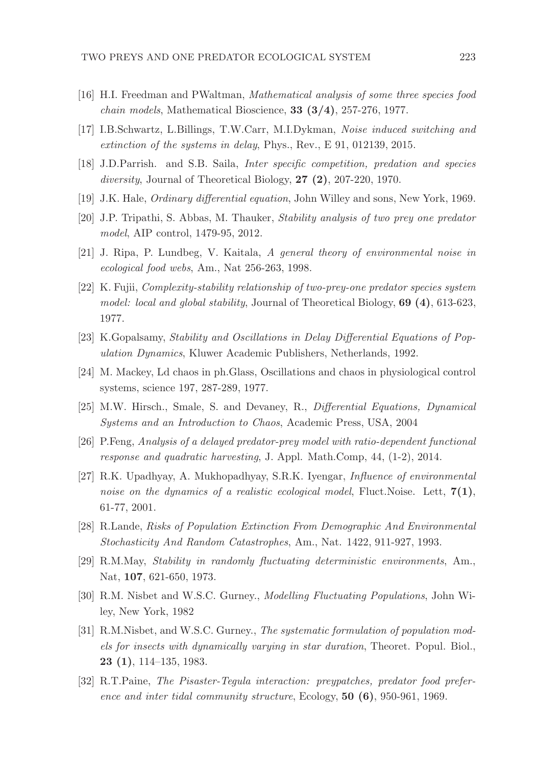[16] H.I. Freedman and PWaltman, *Mathematical analysis of some three species food chain models*, Mathematical Bioscience, **33 (3/4)**, 257-276, 1977.

[17] I.B.Schwartz, L.Billings, T.W.Carr, M.I.Dykman, *Noise induced switching and extinction of the systems in delay*, Phys., Rev., E 91, 012139, 2015.

[18] J.D.Parrish. and S.B. Saila, *Inter specific competition, predation and species diversity*, Journal of Theoretical Biology, **27 (2)**, 207-220, 1970.

[19] J.K. Hale, *Ordinary differential equation*, John Willey and sons, New York, 1969.

[20] J.P. Tripathi, S. Abbas, M. Thauker, *Stability analysis of two prey one predator model*, AIP control, 1479-95, 2012.

[21] J. Ripa, P. Lundbeg, V. Kaitala, *A general theory of environmental noise in ecological food webs*, Am., Nat 256-263, 1998.

[22] K. Fujii, *Complexity-stability relationship of two-prey-one predator species system model: local and global stability*, Journal of Theoretical Biology, **69 (4)**, 613-623, 1977.

[23] K.Gopalsamy, *Stability and Oscillations in Delay Differential Equations of Population Dynamics*, Kluwer Academic Publishers, Netherlands, 1992.

[24] M. Mackey, Ld chaos in ph.Glass, Oscillations and chaos in physiological control systems, science 197, 287-289, 1977.

[25] M.W. Hirsch., Smale, S. and Devaney, R., *Differential Equations, Dynamical Systems and an Introduction to Chaos*, Academic Press, USA, 2004

[26] P.Feng, *Analysis of a delayed predator-prey model with ratio-dependent functional response and quadratic harvesting*, J. Appl. Math.Comp, 44, (1-2), 2014.

[27] R.K. Upadhyay, A. Mukhopadhyay, S.R.K. Iyengar, *Influence of environmental noise on the dynamics of a realistic ecological model*, Fluct.Noise. Lett, **7(1)**, 61-77, 2001.

[28] R.Lande, *Risks of Population Extinction From Demographic And Environmental Stochasticity And Random Catastrophes*, Am., Nat. 1422, 911-927, 1993.

[29] R.M.May, *Stability in randomly fluctuating deterministic environments*, Am., Nat, **107**, 621-650, 1973.

[30] R.M. Nisbet and W.S.C. Gurney., *Modelling Fluctuating Populations*, John Wiley, New York, 1982

[31] R.M.Nisbet, and W.S.C. Gurney., *The systematic formulation of population models for insects with dynamically varying in star duration*, Theoret. Popul. Biol., **23 (1)**, 114–135, 1983.

[32] R.T.Paine, *The Pisaster-Tegula interaction: preypatches, predator food preference and inter tidal community structure*, Ecology, **50 (6)**, 950-961, 1969.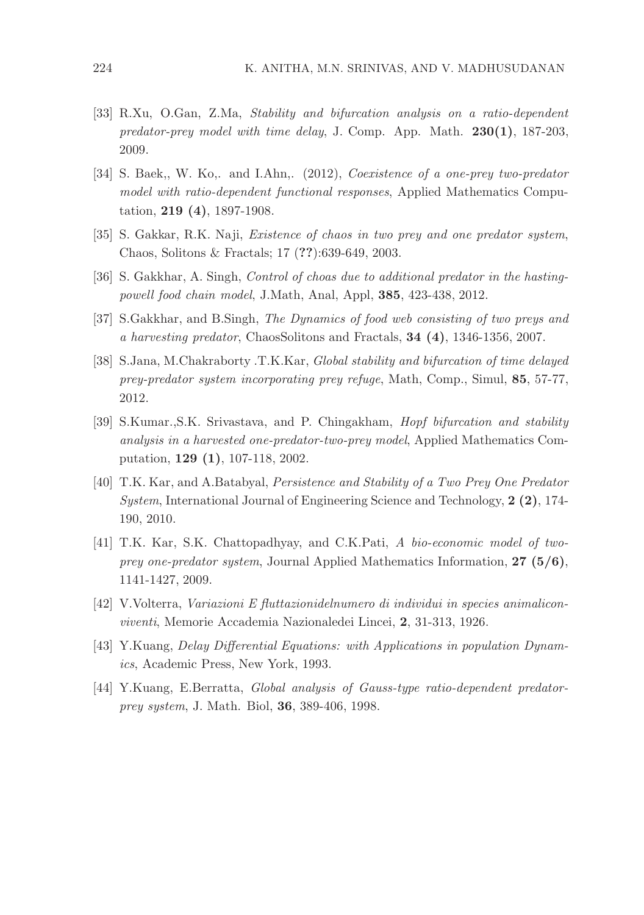[33] R.Xu, O.Gan, Z.Ma, *Stability and bifurcation analysis on a ratio-dependent predator-prey model with time delay*, J. Comp. App. Math. **230(1)**, 187-203, 2009.

[34] S. Baek,, W. Ko,. and I.Ahn,. (2012), *Coexistence of a one-prey two-predator model with ratio-dependent functional responses*, Applied Mathematics Computation, **219 (4)**, 1897-1908.

[35] S. Gakkar, R.K. Naji, *Existence of chaos in two prey and one predator system*, Chaos, Solitons & Fractals; 17 (**??**):639-649, 2003.

[36] S. Gakkhar, A. Singh, *Control of choas due to additional predator in the hasting-powell food chain model*, J.Math, Anal, Appl, **385**, 423-438, 2012.

[37] S.Gakkhar, and B.Singh, *The Dynamics of food web consisting of two preys and a harvesting predator*, ChaosSolitons and Fractals, **34 (4)**, 1346-1356, 2007.

[38] S.Jana, M.Chakraborty .T.K.Kar, *Global stability and bifurcation of time delayed prey-predator system incorporating prey refuge*, Math, Comp., Simul, **85**, 57-77, 2012.

[39] S.Kumar.,S.K. Srivastava, and P. Chingakham, *Hopf bifurcation and stability analysis in a harvested one-predator-two-prey model*, Applied Mathematics Computation, **129 (1)**, 107-118, 2002.

[40] T.K. Kar, and A.Batabyal, *Persistence and Stability of a Two Prey One Predator System*, International Journal of Engineering Science and Technology, **2 (2)**, 174-190, 2010.

[41] T.K. Kar, S.K. Chattopadhyay, and C.K.Pati, *A bio-economic model of two-prey one-predator system*, Journal Applied Mathematics Information, **27 (5/6)**, 1141-1427, 2009.

[42] V.Volterra, *Variazioni E fluttazionidelnumero di individui in species animaliconviventi*, Memorie Accademia Nazionaledei Lincei, **2**, 31-313, 1926.

[43] Y.Kuang, *Delay Differential Equations: with Applications in population Dynamics*, Academic Press, New York, 1993.

[44] Y.Kuang, E.Berratta, *Global analysis of Gauss-type ratio-dependent predator-prey system*, J. Math. Biol, **36**, 389-406, 1998.